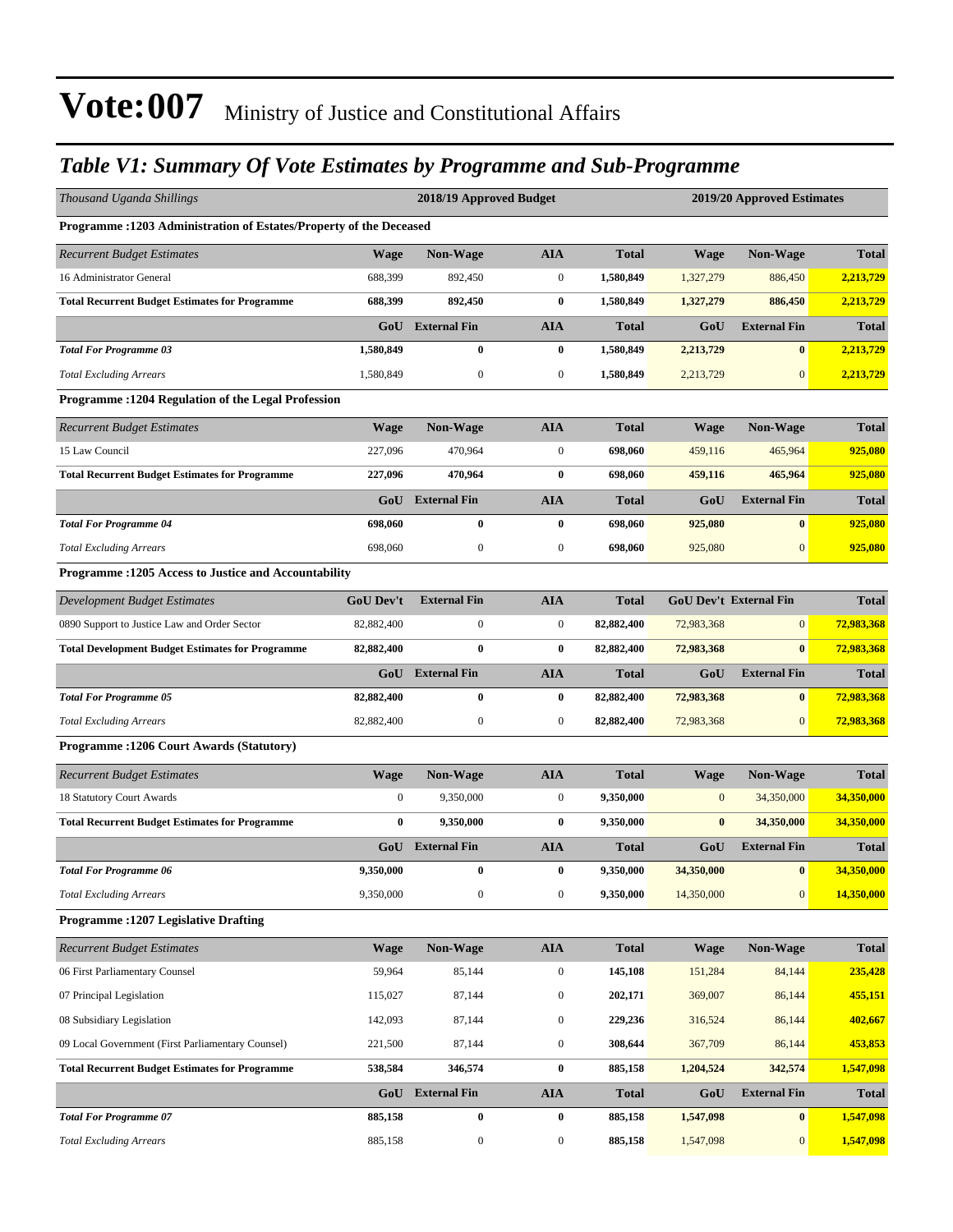# Vote:007 Ministry of Justice and Constitutional Affairs

## *Table V1: Summary Of Vote Estimates by Programme and Sub-Programme*

| *Thousand Uganda Shillings* | 2018/19 Approved Budget | | | | 2019/20 Approved Estimates | | |
|---|---|---|---|---|---|---|---|
| **Programme :1203 Administration of Estates/Property of the Deceased** | | | | | | | |
| *Recurrent Budget Estimates* | **Wage** | **Non-Wage** | **AIA** | **Total** | **Wage** | **Non-Wage** | **Total** |
| 16 Administrator General | 688,399 | 892,450 | 0 | **1,580,849** | 1,327,279 | 886,450 | **2,213,729** |
| **Total Recurrent Budget Estimates for Programme** | **688,399** | **892,450** | **0** | **1,580,849** | **1,327,279** | **886,450** | **2,213,729** |
| | **GoU** | **External Fin** | **AIA** | **Total** | **GoU** | **External Fin** | **Total** |
| ***Total For Programme 03*** | **1,580,849** | **0** | **0** | **1,580,849** | **2,213,729** | **0** | **2,213,729** |
| *Total Excluding Arrears* | 1,580,849 | 0 | 0 | **1,580,849** | 2,213,729 | 0 | **2,213,729** |
| **Programme :1204 Regulation of the Legal Profession** | | | | | | | |
| *Recurrent Budget Estimates* | **Wage** | **Non-Wage** | **AIA** | **Total** | **Wage** | **Non-Wage** | **Total** |
| 15 Law Council | 227,096 | 470,964 | 0 | **698,060** | 459,116 | 465,964 | **925,080** |
| **Total Recurrent Budget Estimates for Programme** | **227,096** | **470,964** | **0** | **698,060** | **459,116** | **465,964** | **925,080** |
| | **GoU** | **External Fin** | **AIA** | **Total** | **GoU** | **External Fin** | **Total** |
| ***Total For Programme 04*** | **698,060** | **0** | **0** | **698,060** | **925,080** | **0** | **925,080** |
| *Total Excluding Arrears* | 698,060 | 0 | 0 | **698,060** | 925,080 | 0 | **925,080** |
| **Programme :1205 Access to Justice and Accountability** | | | | | | | |
| *Development Budget Estimates* | **GoU Dev't** | **External Fin** | **AIA** | **Total** | **GoU Dev't** | **External Fin** | **Total** |
| 0890 Support to Justice Law and Order Sector | 82,882,400 | 0 | 0 | **82,882,400** | 72,983,368 | 0 | **72,983,368** |
| **Total Development Budget Estimates for Programme** | **82,882,400** | **0** | **0** | **82,882,400** | **72,983,368** | **0** | **72,983,368** |
| | **GoU** | **External Fin** | **AIA** | **Total** | **GoU** | **External Fin** | **Total** |
| ***Total For Programme 05*** | **82,882,400** | **0** | **0** | **82,882,400** | **72,983,368** | **0** | **72,983,368** |
| *Total Excluding Arrears* | 82,882,400 | 0 | 0 | **82,882,400** | 72,983,368 | 0 | **72,983,368** |
| **Programme :1206 Court Awards (Statutory)** | | | | | | | |
| *Recurrent Budget Estimates* | **Wage** | **Non-Wage** | **AIA** | **Total** | **Wage** | **Non-Wage** | **Total** |
| 18 Statutory Court Awards | 0 | 9,350,000 | 0 | **9,350,000** | 0 | 34,350,000 | **34,350,000** |
| **Total Recurrent Budget Estimates for Programme** | **0** | **9,350,000** | **0** | **9,350,000** | **0** | **34,350,000** | **34,350,000** |
| | **GoU** | **External Fin** | **AIA** | **Total** | **GoU** | **External Fin** | **Total** |
| ***Total For Programme 06*** | **9,350,000** | **0** | **0** | **9,350,000** | **34,350,000** | **0** | **34,350,000** |
| *Total Excluding Arrears* | 9,350,000 | 0 | 0 | **9,350,000** | 14,350,000 | 0 | **14,350,000** |
| **Programme :1207 Legislative Drafting** | | | | | | | |
| *Recurrent Budget Estimates* | **Wage** | **Non-Wage** | **AIA** | **Total** | **Wage** | **Non-Wage** | **Total** |
| 06 First Parliamentary Counsel | 59,964 | 85,144 | 0 | **145,108** | 151,284 | 84,144 | **235,428** |
| 07 Principal Legislation | 115,027 | 87,144 | 0 | **202,171** | 369,007 | 86,144 | **455,151** |
| 08 Subsidiary Legislation | 142,093 | 87,144 | 0 | **229,236** | 316,524 | 86,144 | **402,667** |
| 09 Local Government (First Parliamentary Counsel) | 221,500 | 87,144 | 0 | **308,644** | 367,709 | 86,144 | **453,853** |
| **Total Recurrent Budget Estimates for Programme** | **538,584** | **346,574** | **0** | **885,158** | **1,204,524** | **342,574** | **1,547,098** |
| | **GoU** | **External Fin** | **AIA** | **Total** | **GoU** | **External Fin** | **Total** |
| ***Total For Programme 07*** | **885,158** | **0** | **0** | **885,158** | **1,547,098** | **0** | **1,547,098** |
| *Total Excluding Arrears* | 885,158 | 0 | 0 | **885,158** | 1,547,098 | 0 | **1,547,098** |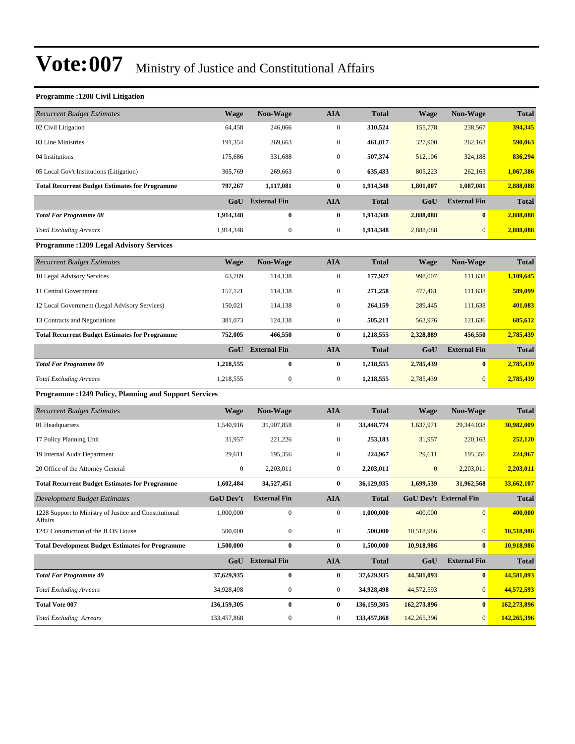# Vote:007 Ministry of Justice and Constitutional Affairs

**Programme :1208 Civil Litigation**

| *Recurrent Budget Estimates* | Wage | Non-Wage | AIA | Total | Wage | Non-Wage | Total |
|---|---|---|---|---|---|---|---|
| 02 Civil Litigation | 64,458 | 246,066 | 0 | **310,524** | 155,778 | 238,567 | **394,345** |
| 03 Line Ministries | 191,354 | 269,663 | 0 | **461,017** | 327,900 | 262,163 | **590,063** |
| 04 Institutions | 175,686 | 331,688 | 0 | **507,374** | 512,106 | 324,188 | **836,294** |
| 05 Local Gov't Institutions (Litigation) | 365,769 | 269,663 | 0 | **635,433** | 805,223 | 262,163 | **1,067,386** |
| **Total Recurrent Budget Estimates for Programme** | **797,267** | **1,117,081** | **0** | **1,914,348** | **1,801,007** | **1,087,081** | **2,888,088** |
| | **GoU** | **External Fin** | **AIA** | **Total** | **GoU** | **External Fin** | **Total** |
| ***Total For Programme 08*** | **1,914,348** | **0** | **0** | **1,914,348** | **2,888,088** | **0** | **2,888,088** |
| *Total Excluding Arrears* | 1,914,348 | 0 | 0 | **1,914,348** | 2,888,088 | 0 | **2,888,088** |

**Programme :1209 Legal Advisory Services**

| *Recurrent Budget Estimates* | Wage | Non-Wage | AIA | Total | Wage | Non-Wage | Total |
|---|---|---|---|---|---|---|---|
| 10 Legal Advisory Services | 63,789 | 114,138 | 0 | **177,927** | 998,007 | 111,638 | **1,109,645** |
| 11 Central Government | 157,121 | 114,138 | 0 | **271,258** | 477,461 | 111,638 | **589,099** |
| 12 Local Government (Legal Advisory Services) | 150,021 | 114,138 | 0 | **264,159** | 289,445 | 111,638 | **401,083** |
| 13 Contracts and Negotiations | 381,073 | 124,138 | 0 | **505,211** | 563,976 | 121,636 | **685,612** |
| **Total Recurrent Budget Estimates for Programme** | **752,005** | **466,550** | **0** | **1,218,555** | **2,328,889** | **456,550** | **2,785,439** |
| | **GoU** | **External Fin** | **AIA** | **Total** | **GoU** | **External Fin** | **Total** |
| ***Total For Programme 09*** | **1,218,555** | **0** | **0** | **1,218,555** | **2,785,439** | **0** | **2,785,439** |
| *Total Excluding Arrears* | 1,218,555 | 0 | 0 | **1,218,555** | 2,785,439 | 0 | **2,785,439** |

**Programme :1249 Policy, Planning and Support Services**

| *Recurrent Budget Estimates* | Wage | Non-Wage | AIA | Total | Wage | Non-Wage | Total |
|---|---|---|---|---|---|---|---|
| 01 Headquarters | 1,540,916 | 31,907,858 | 0 | **33,448,774** | 1,637,971 | 29,344,038 | **30,982,009** |
| 17 Policy Planning Unit | 31,957 | 221,226 | 0 | **253,183** | 31,957 | 220,163 | **252,120** |
| 19 Internal Audit Department | 29,611 | 195,356 | 0 | **224,967** | 29,611 | 195,356 | **224,967** |
| 20 Office of the Attorney General | 0 | 2,203,011 | 0 | **2,203,011** | 0 | 2,203,011 | **2,203,011** |
| **Total Recurrent Budget Estimates for Programme** | **1,602,484** | **34,527,451** | **0** | **36,129,935** | **1,699,539** | **31,962,568** | **33,662,107** |
| *Development Budget Estimates* | **GoU Dev't** | **External Fin** | **AIA** | **Total** | **GoU Dev't** | **External Fin** | **Total** |
| 1228 Support to Ministry of Justice and Constitutional Affairs | 1,000,000 | 0 | 0 | **1,000,000** | 400,000 | 0 | **400,000** |
| 1242 Construction of the JLOS House | 500,000 | 0 | 0 | **500,000** | 10,518,986 | 0 | **10,518,986** |
| **Total Development Budget Estimates for Programme** | **1,500,000** | **0** | **0** | **1,500,000** | **10,918,986** | **0** | **10,918,986** |
| | **GoU** | **External Fin** | **AIA** | **Total** | **GoU** | **External Fin** | **Total** |
| ***Total For Programme 49*** | **37,629,935** | **0** | **0** | **37,629,935** | **44,581,093** | **0** | **44,581,093** |
| *Total Excluding Arrears* | 34,928,498 | 0 | 0 | **34,928,498** | 44,572,593 | 0 | **44,572,593** |
| **Total Vote 007** | **136,159,305** | **0** | **0** | **136,159,305** | **162,273,896** | **0** | **162,273,896** |
| *Total Excluding Arrears* | 133,457,868 | 0 | 0 | **133,457,868** | 142,265,396 | 0 | **142,265,396** |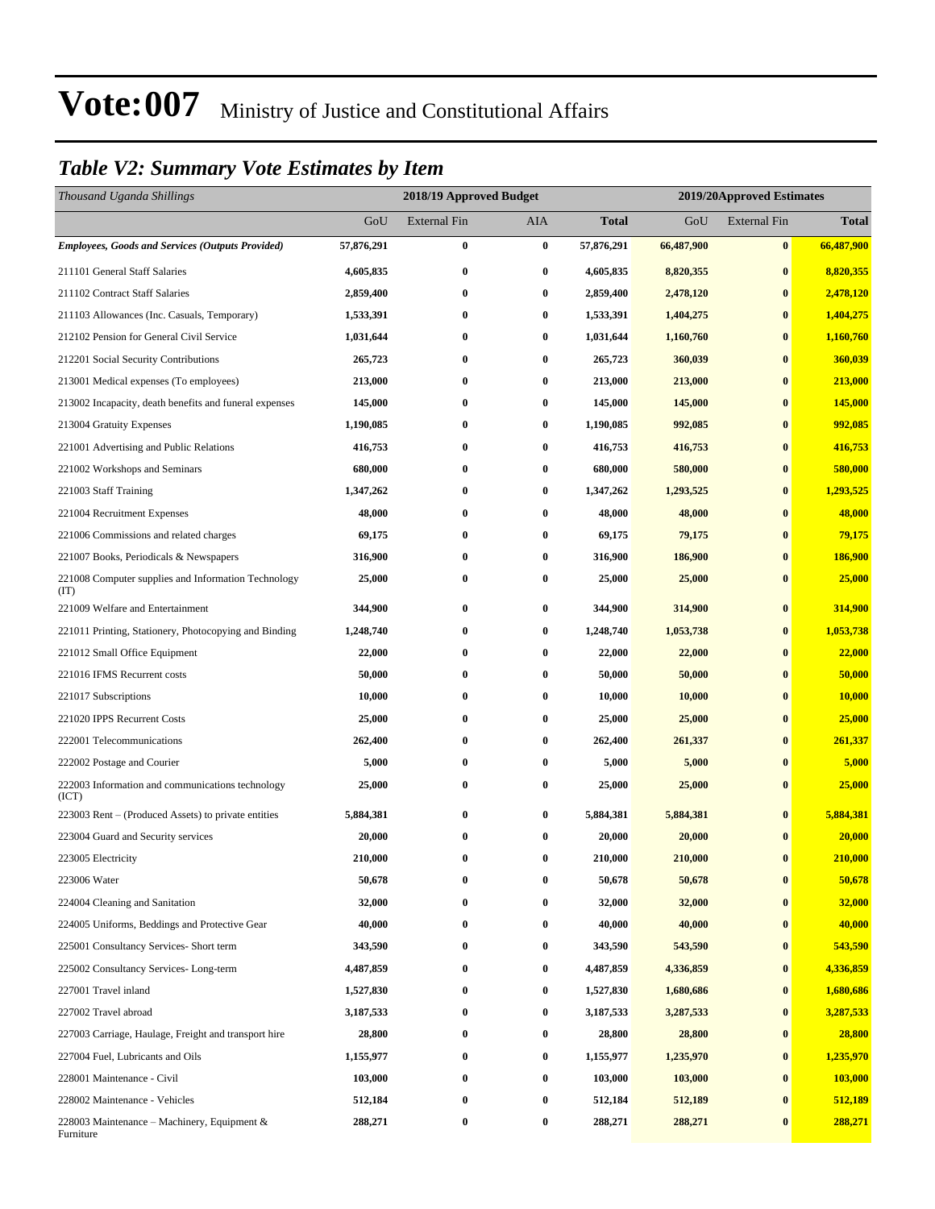# Vote:007 Ministry of Justice and Constitutional Affairs

## *Table V2: Summary Vote Estimates by Item*

| *Thousand Uganda Shillings* | 2018/19 Approved Budget | | | | 2019/20Approved Estimates | | |
|---|---|---|---|---|---|---|---|
| | GoU | External Fin | AIA | **Total** | GoU | External Fin | **Total** |
| ***Employees, Goods and Services (Outputs Provided)*** | **57,876,291** | **0** | **0** | **57,876,291** | **66,487,900** | **0** | **66,487,900** |
| 211101 General Staff Salaries | **4,605,835** | **0** | **0** | **4,605,835** | **8,820,355** | **0** | **8,820,355** |
| 211102 Contract Staff Salaries | **2,859,400** | **0** | **0** | **2,859,400** | **2,478,120** | **0** | **2,478,120** |
| 211103 Allowances (Inc. Casuals, Temporary) | **1,533,391** | **0** | **0** | **1,533,391** | **1,404,275** | **0** | **1,404,275** |
| 212102 Pension for General Civil Service | **1,031,644** | **0** | **0** | **1,031,644** | **1,160,760** | **0** | **1,160,760** |
| 212201 Social Security Contributions | **265,723** | **0** | **0** | **265,723** | **360,039** | **0** | **360,039** |
| 213001 Medical expenses (To employees) | **213,000** | **0** | **0** | **213,000** | **213,000** | **0** | **213,000** |
| 213002 Incapacity, death benefits and funeral expenses | **145,000** | **0** | **0** | **145,000** | **145,000** | **0** | **145,000** |
| 213004 Gratuity Expenses | **1,190,085** | **0** | **0** | **1,190,085** | **992,085** | **0** | **992,085** |
| 221001 Advertising and Public Relations | **416,753** | **0** | **0** | **416,753** | **416,753** | **0** | **416,753** |
| 221002 Workshops and Seminars | **680,000** | **0** | **0** | **680,000** | **580,000** | **0** | **580,000** |
| 221003 Staff Training | **1,347,262** | **0** | **0** | **1,347,262** | **1,293,525** | **0** | **1,293,525** |
| 221004 Recruitment Expenses | **48,000** | **0** | **0** | **48,000** | **48,000** | **0** | **48,000** |
| 221006 Commissions and related charges | **69,175** | **0** | **0** | **69,175** | **79,175** | **0** | **79,175** |
| 221007 Books, Periodicals & Newspapers | **316,900** | **0** | **0** | **316,900** | **186,900** | **0** | **186,900** |
| 221008 Computer supplies and Information Technology (IT) | **25,000** | **0** | **0** | **25,000** | **25,000** | **0** | **25,000** |
| 221009 Welfare and Entertainment | **344,900** | **0** | **0** | **344,900** | **314,900** | **0** | **314,900** |
| 221011 Printing, Stationery, Photocopying and Binding | **1,248,740** | **0** | **0** | **1,248,740** | **1,053,738** | **0** | **1,053,738** |
| 221012 Small Office Equipment | **22,000** | **0** | **0** | **22,000** | **22,000** | **0** | **22,000** |
| 221016 IFMS Recurrent costs | **50,000** | **0** | **0** | **50,000** | **50,000** | **0** | **50,000** |
| 221017 Subscriptions | **10,000** | **0** | **0** | **10,000** | **10,000** | **0** | **10,000** |
| 221020 IPPS Recurrent Costs | **25,000** | **0** | **0** | **25,000** | **25,000** | **0** | **25,000** |
| 222001 Telecommunications | **262,400** | **0** | **0** | **262,400** | **261,337** | **0** | **261,337** |
| 222002 Postage and Courier | **5,000** | **0** | **0** | **5,000** | **5,000** | **0** | **5,000** |
| 222003 Information and communications technology (ICT) | **25,000** | **0** | **0** | **25,000** | **25,000** | **0** | **25,000** |
| 223003 Rent – (Produced Assets) to private entities | **5,884,381** | **0** | **0** | **5,884,381** | **5,884,381** | **0** | **5,884,381** |
| 223004 Guard and Security services | **20,000** | **0** | **0** | **20,000** | **20,000** | **0** | **20,000** |
| 223005 Electricity | **210,000** | **0** | **0** | **210,000** | **210,000** | **0** | **210,000** |
| 223006 Water | **50,678** | **0** | **0** | **50,678** | **50,678** | **0** | **50,678** |
| 224004 Cleaning and Sanitation | **32,000** | **0** | **0** | **32,000** | **32,000** | **0** | **32,000** |
| 224005 Uniforms, Beddings and Protective Gear | **40,000** | **0** | **0** | **40,000** | **40,000** | **0** | **40,000** |
| 225001 Consultancy Services- Short term | **343,590** | **0** | **0** | **343,590** | **543,590** | **0** | **543,590** |
| 225002 Consultancy Services- Long-term | **4,487,859** | **0** | **0** | **4,487,859** | **4,336,859** | **0** | **4,336,859** |
| 227001 Travel inland | **1,527,830** | **0** | **0** | **1,527,830** | **1,680,686** | **0** | **1,680,686** |
| 227002 Travel abroad | **3,187,533** | **0** | **0** | **3,187,533** | **3,287,533** | **0** | **3,287,533** |
| 227003 Carriage, Haulage, Freight and transport hire | **28,800** | **0** | **0** | **28,800** | **28,800** | **0** | **28,800** |
| 227004 Fuel, Lubricants and Oils | **1,155,977** | **0** | **0** | **1,155,977** | **1,235,970** | **0** | **1,235,970** |
| 228001 Maintenance - Civil | **103,000** | **0** | **0** | **103,000** | **103,000** | **0** | **103,000** |
| 228002 Maintenance - Vehicles | **512,184** | **0** | **0** | **512,184** | **512,189** | **0** | **512,189** |
| 228003 Maintenance – Machinery, Equipment & Furniture | **288,271** | **0** | **0** | **288,271** | **288,271** | **0** | **288,271** |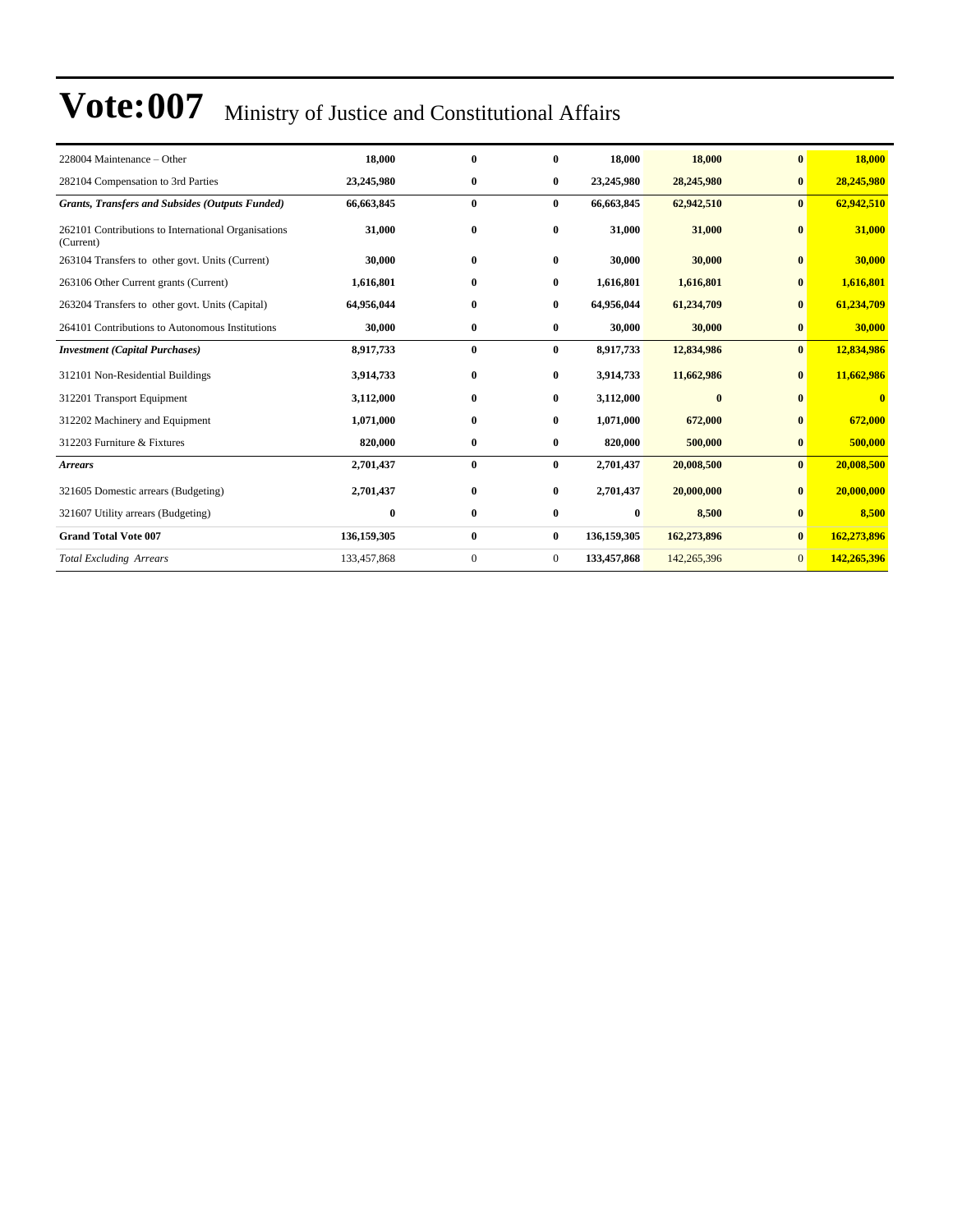# Vote:007 Ministry of Justice and Constitutional Affairs

| | | | | | | | |
|---|---|---|---|---|---|---|---|
| 228004 Maintenance – Other | **18,000** | **0** | **0** | **18,000** | **18,000** | **0** | **18,000** |
| 282104 Compensation to 3rd Parties | **23,245,980** | **0** | **0** | **23,245,980** | **28,245,980** | **0** | **28,245,980** |
| ***Grants, Transfers and Subsides (Outputs Funded)*** | **66,663,845** | **0** | **0** | **66,663,845** | **62,942,510** | **0** | **62,942,510** |
| 262101 Contributions to International Organisations (Current) | **31,000** | **0** | **0** | **31,000** | **31,000** | **0** | **31,000** |
| 263104 Transfers to other govt. Units (Current) | **30,000** | **0** | **0** | **30,000** | **30,000** | **0** | **30,000** |
| 263106 Other Current grants (Current) | **1,616,801** | **0** | **0** | **1,616,801** | **1,616,801** | **0** | **1,616,801** |
| 263204 Transfers to other govt. Units (Capital) | **64,956,044** | **0** | **0** | **64,956,044** | **61,234,709** | **0** | **61,234,709** |
| 264101 Contributions to Autonomous Institutions | **30,000** | **0** | **0** | **30,000** | **30,000** | **0** | **30,000** |
| ***Investment (Capital Purchases)*** | **8,917,733** | **0** | **0** | **8,917,733** | **12,834,986** | **0** | **12,834,986** |
| 312101 Non-Residential Buildings | **3,914,733** | **0** | **0** | **3,914,733** | **11,662,986** | **0** | **11,662,986** |
| 312201 Transport Equipment | **3,112,000** | **0** | **0** | **3,112,000** | **0** | **0** | **0** |
| 312202 Machinery and Equipment | **1,071,000** | **0** | **0** | **1,071,000** | **672,000** | **0** | **672,000** |
| 312203 Furniture & Fixtures | **820,000** | **0** | **0** | **820,000** | **500,000** | **0** | **500,000** |
| ***Arrears*** | **2,701,437** | **0** | **0** | **2,701,437** | **20,008,500** | **0** | **20,008,500** |
| 321605 Domestic arrears (Budgeting) | **2,701,437** | **0** | **0** | **2,701,437** | **20,000,000** | **0** | **20,000,000** |
| 321607 Utility arrears (Budgeting) | **0** | **0** | **0** | **0** | **8,500** | **0** | **8,500** |
| **Grand Total Vote 007** | **136,159,305** | **0** | **0** | **136,159,305** | **162,273,896** | **0** | **162,273,896** |
| *Total Excluding Arrears* | 133,457,868 | 0 | 0 | **133,457,868** | 142,265,396 | 0 | **142,265,396** |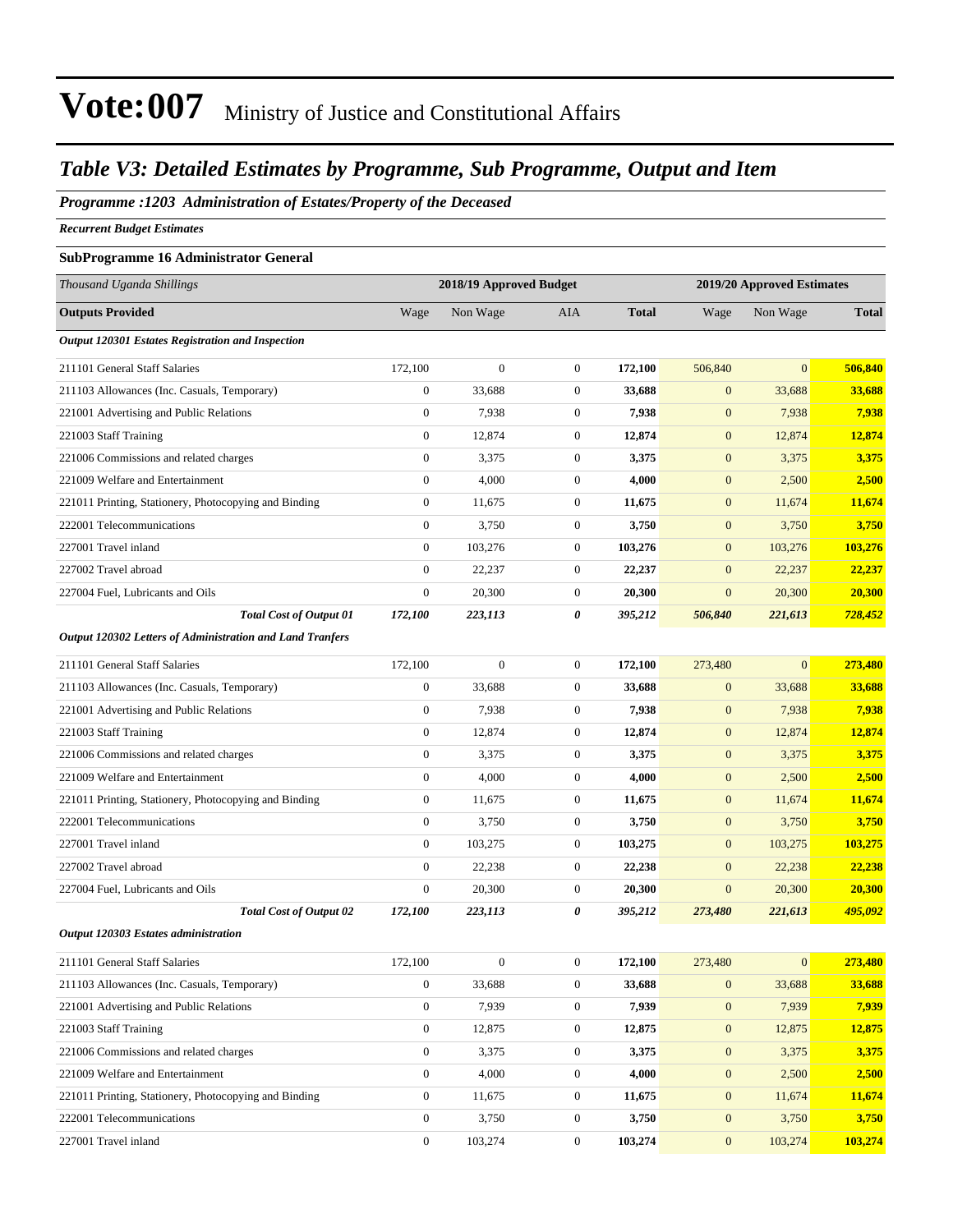# Vote:007 Ministry of Justice and Constitutional Affairs

## *Table V3: Detailed Estimates by Programme, Sub Programme, Output and Item*

### *Programme :1203 Administration of Estates/Property of the Deceased*

*Recurrent Budget Estimates*

**SubProgramme 16 Administrator General**

| *Thousand Uganda Shillings* | 2018/19 Approved Budget | | | | 2019/20 Approved Estimates | | |
|---|---|---|---|---|---|---|---|
| **Outputs Provided** | Wage | Non Wage | AIA | **Total** | Wage | Non Wage | **Total** |
| ***Output 120301 Estates Registration and Inspection*** | | | | | | | |
| 211101 General Staff Salaries | 172,100 | 0 | 0 | **172,100** | 506,840 | 0 | **506,840** |
| 211103 Allowances (Inc. Casuals, Temporary) | 0 | 33,688 | 0 | **33,688** | 0 | 33,688 | **33,688** |
| 221001 Advertising and Public Relations | 0 | 7,938 | 0 | **7,938** | 0 | 7,938 | **7,938** |
| 221003 Staff Training | 0 | 12,874 | 0 | **12,874** | 0 | 12,874 | **12,874** |
| 221006 Commissions and related charges | 0 | 3,375 | 0 | **3,375** | 0 | 3,375 | **3,375** |
| 221009 Welfare and Entertainment | 0 | 4,000 | 0 | **4,000** | 0 | 2,500 | **2,500** |
| 221011 Printing, Stationery, Photocopying and Binding | 0 | 11,675 | 0 | **11,675** | 0 | 11,674 | **11,674** |
| 222001 Telecommunications | 0 | 3,750 | 0 | **3,750** | 0 | 3,750 | **3,750** |
| 227001 Travel inland | 0 | 103,276 | 0 | **103,276** | 0 | 103,276 | **103,276** |
| 227002 Travel abroad | 0 | 22,237 | 0 | **22,237** | 0 | 22,237 | **22,237** |
| 227004 Fuel, Lubricants and Oils | 0 | 20,300 | 0 | **20,300** | 0 | 20,300 | **20,300** |
| ***Total Cost of Output 01*** | ***172,100*** | ***223,113*** | ***0*** | ***395,212*** | ***506,840*** | ***221,613*** | ***728,452*** |
| ***Output 120302 Letters of Administration and Land Tranfers*** | | | | | | | |
| 211101 General Staff Salaries | 172,100 | 0 | 0 | **172,100** | 273,480 | 0 | **273,480** |
| 211103 Allowances (Inc. Casuals, Temporary) | 0 | 33,688 | 0 | **33,688** | 0 | 33,688 | **33,688** |
| 221001 Advertising and Public Relations | 0 | 7,938 | 0 | **7,938** | 0 | 7,938 | **7,938** |
| 221003 Staff Training | 0 | 12,874 | 0 | **12,874** | 0 | 12,874 | **12,874** |
| 221006 Commissions and related charges | 0 | 3,375 | 0 | **3,375** | 0 | 3,375 | **3,375** |
| 221009 Welfare and Entertainment | 0 | 4,000 | 0 | **4,000** | 0 | 2,500 | **2,500** |
| 221011 Printing, Stationery, Photocopying and Binding | 0 | 11,675 | 0 | **11,675** | 0 | 11,674 | **11,674** |
| 222001 Telecommunications | 0 | 3,750 | 0 | **3,750** | 0 | 3,750 | **3,750** |
| 227001 Travel inland | 0 | 103,275 | 0 | **103,275** | 0 | 103,275 | **103,275** |
| 227002 Travel abroad | 0 | 22,238 | 0 | **22,238** | 0 | 22,238 | **22,238** |
| 227004 Fuel, Lubricants and Oils | 0 | 20,300 | 0 | **20,300** | 0 | 20,300 | **20,300** |
| ***Total Cost of Output 02*** | ***172,100*** | ***223,113*** | ***0*** | ***395,212*** | ***273,480*** | ***221,613*** | ***495,092*** |
| ***Output 120303 Estates administration*** | | | | | | | |
| 211101 General Staff Salaries | 172,100 | 0 | 0 | **172,100** | 273,480 | 0 | **273,480** |
| 211103 Allowances (Inc. Casuals, Temporary) | 0 | 33,688 | 0 | **33,688** | 0 | 33,688 | **33,688** |
| 221001 Advertising and Public Relations | 0 | 7,939 | 0 | **7,939** | 0 | 7,939 | **7,939** |
| 221003 Staff Training | 0 | 12,875 | 0 | **12,875** | 0 | 12,875 | **12,875** |
| 221006 Commissions and related charges | 0 | 3,375 | 0 | **3,375** | 0 | 3,375 | **3,375** |
| 221009 Welfare and Entertainment | 0 | 4,000 | 0 | **4,000** | 0 | 2,500 | **2,500** |
| 221011 Printing, Stationery, Photocopying and Binding | 0 | 11,675 | 0 | **11,675** | 0 | 11,674 | **11,674** |
| 222001 Telecommunications | 0 | 3,750 | 0 | **3,750** | 0 | 3,750 | **3,750** |
| 227001 Travel inland | 0 | 103,274 | 0 | **103,274** | 0 | 103,274 | **103,274** |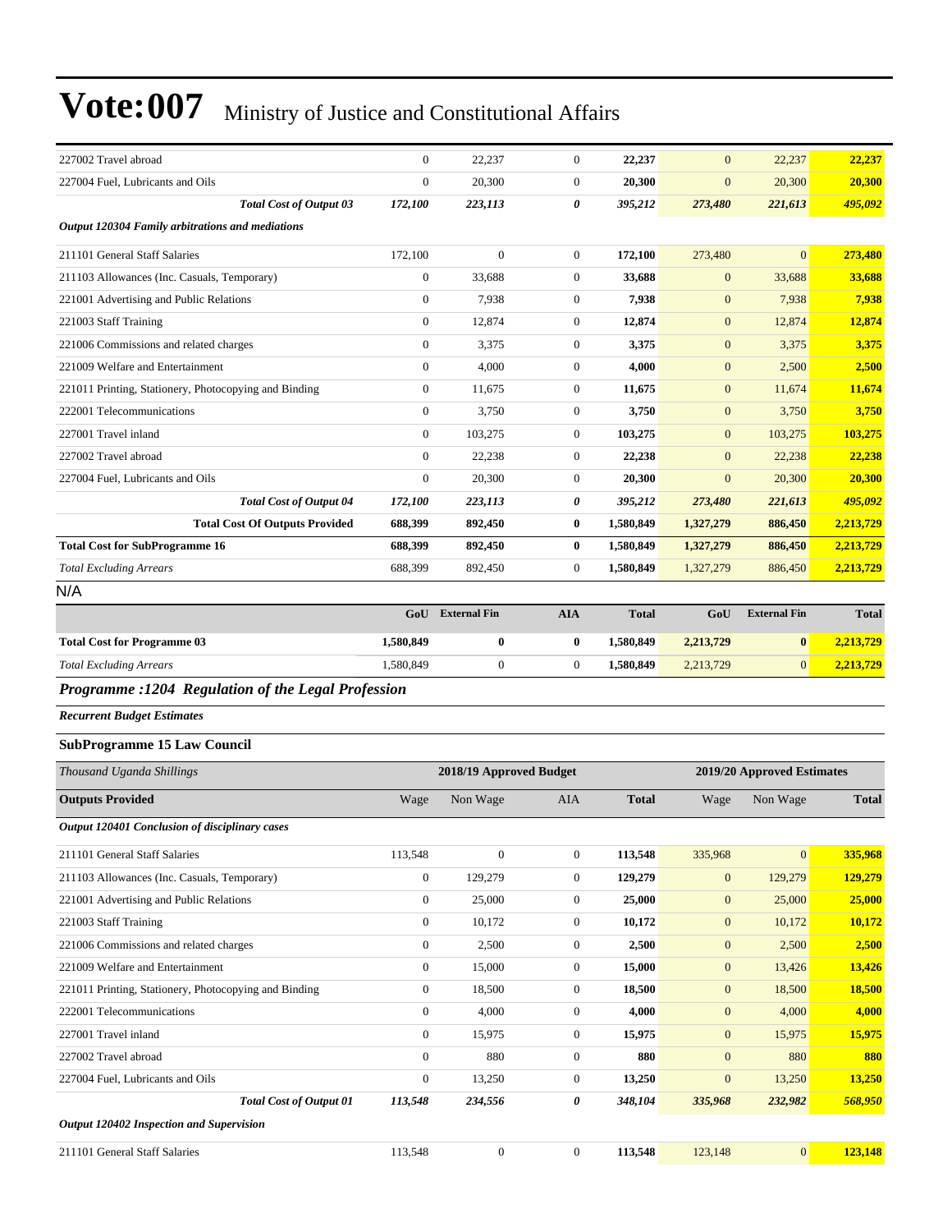| | | | | | | | |
|---|---|---|---|---|---|---|---|
| 227002 Travel abroad | 0 | 22,237 | 0 | **22,237** | 0 | 22,237 | **22,237** |
| 227004 Fuel, Lubricants and Oils | 0 | 20,300 | 0 | **20,300** | 0 | 20,300 | **20,300** |
| ***Total Cost of Output 03*** | ***172,100*** | ***223,113*** | ***0*** | ***395,212*** | ***273,480*** | ***221,613*** | ***495,092*** |
| ***Output 120304 Family arbitrations and mediations*** | | | | | | | |
| 211101 General Staff Salaries | 172,100 | 0 | 0 | **172,100** | 273,480 | 0 | **273,480** |
| 211103 Allowances (Inc. Casuals, Temporary) | 0 | 33,688 | 0 | **33,688** | 0 | 33,688 | **33,688** |
| 221001 Advertising and Public Relations | 0 | 7,938 | 0 | **7,938** | 0 | 7,938 | **7,938** |
| 221003 Staff Training | 0 | 12,874 | 0 | **12,874** | 0 | 12,874 | **12,874** |
| 221006 Commissions and related charges | 0 | 3,375 | 0 | **3,375** | 0 | 3,375 | **3,375** |
| 221009 Welfare and Entertainment | 0 | 4,000 | 0 | **4,000** | 0 | 2,500 | **2,500** |
| 221011 Printing, Stationery, Photocopying and Binding | 0 | 11,675 | 0 | **11,675** | 0 | 11,674 | **11,674** |
| 222001 Telecommunications | 0 | 3,750 | 0 | **3,750** | 0 | 3,750 | **3,750** |
| 227001 Travel inland | 0 | 103,275 | 0 | **103,275** | 0 | 103,275 | **103,275** |
| 227002 Travel abroad | 0 | 22,238 | 0 | **22,238** | 0 | 22,238 | **22,238** |
| 227004 Fuel, Lubricants and Oils | 0 | 20,300 | 0 | **20,300** | 0 | 20,300 | **20,300** |
| ***Total Cost of Output 04*** | ***172,100*** | ***223,113*** | ***0*** | ***395,212*** | ***273,480*** | ***221,613*** | ***495,092*** |
| **Total Cost Of Outputs Provided** | **688,399** | **892,450** | **0** | **1,580,849** | **1,327,279** | **886,450** | **2,213,729** |
| **Total Cost for SubProgramme 16** | **688,399** | **892,450** | **0** | **1,580,849** | **1,327,279** | **886,450** | **2,213,729** |
| *Total Excluding Arrears* | 688,399 | 892,450 | 0 | **1,580,849** | 1,327,279 | 886,450 | **2,213,729** |

N/A

| | GoU | External Fin | AIA | Total | GoU | External Fin | Total |
|---|---|---|---|---|---|---|---|
| **Total Cost for Programme 03** | **1,580,849** | **0** | **0** | **1,580,849** | **2,213,729** | **0** | **2,213,729** |
| *Total Excluding Arrears* | 1,580,849 | 0 | 0 | **1,580,849** | 2,213,729 | 0 | **2,213,729** |

## *Programme :1204 Regulation of the Legal Profession*

***Recurrent Budget Estimates***

### SubProgramme 15 Law Council

| *Thousand Uganda Shillings* | 2018/19 Approved Budget | | | | 2019/20 Approved Estimates | | |
|---|---|---|---|---|---|---|---|
| **Outputs Provided** | Wage | Non Wage | AIA | **Total** | Wage | Non Wage | **Total** |
| ***Output 120401 Conclusion of disciplinary cases*** | | | | | | | |
| 211101 General Staff Salaries | 113,548 | 0 | 0 | **113,548** | 335,968 | 0 | **335,968** |
| 211103 Allowances (Inc. Casuals, Temporary) | 0 | 129,279 | 0 | **129,279** | 0 | 129,279 | **129,279** |
| 221001 Advertising and Public Relations | 0 | 25,000 | 0 | **25,000** | 0 | 25,000 | **25,000** |
| 221003 Staff Training | 0 | 10,172 | 0 | **10,172** | 0 | 10,172 | **10,172** |
| 221006 Commissions and related charges | 0 | 2,500 | 0 | **2,500** | 0 | 2,500 | **2,500** |
| 221009 Welfare and Entertainment | 0 | 15,000 | 0 | **15,000** | 0 | 13,426 | **13,426** |
| 221011 Printing, Stationery, Photocopying and Binding | 0 | 18,500 | 0 | **18,500** | 0 | 18,500 | **18,500** |
| 222001 Telecommunications | 0 | 4,000 | 0 | **4,000** | 0 | 4,000 | **4,000** |
| 227001 Travel inland | 0 | 15,975 | 0 | **15,975** | 0 | 15,975 | **15,975** |
| 227002 Travel abroad | 0 | 880 | 0 | **880** | 0 | 880 | **880** |
| 227004 Fuel, Lubricants and Oils | 0 | 13,250 | 0 | **13,250** | 0 | 13,250 | **13,250** |
| ***Total Cost of Output 01*** | ***113,548*** | ***234,556*** | ***0*** | ***348,104*** | ***335,968*** | ***232,982*** | ***568,950*** |
| ***Output 120402 Inspection and Supervision*** | | | | | | | |
| 211101 General Staff Salaries | 113,548 | 0 | 0 | **113,548** | 123,148 | 0 | **123,148** |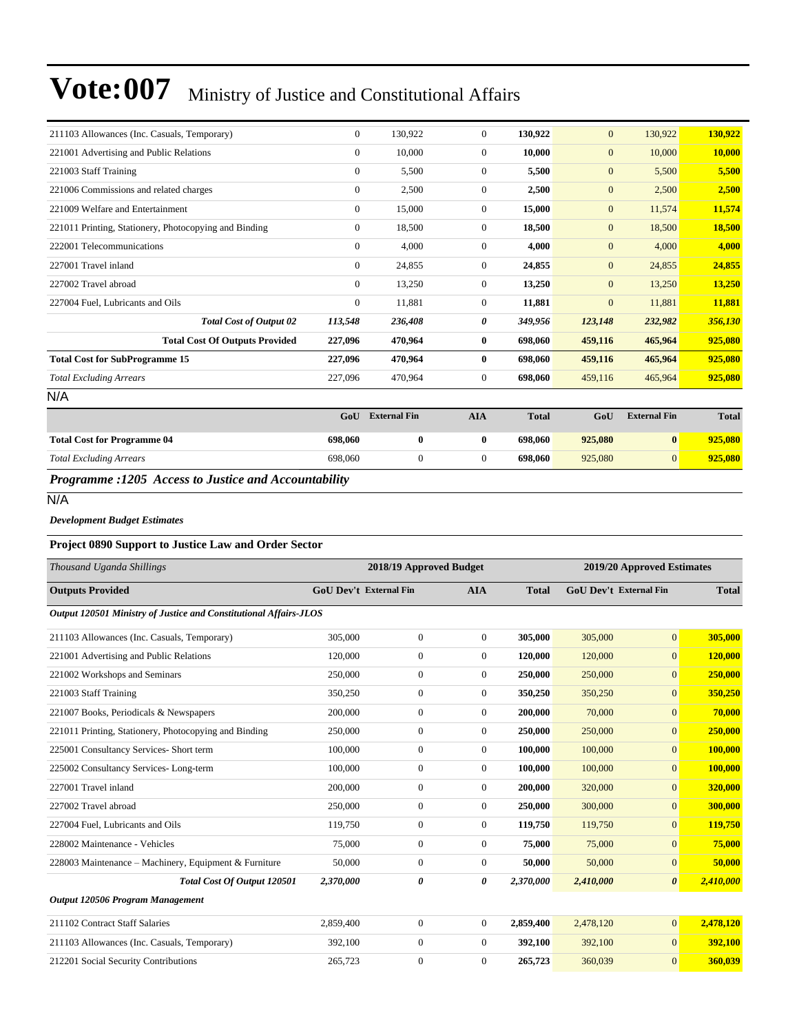# Vote:007 Ministry of Justice and Constitutional Affairs

| | | | | | | | |
|---|---|---|---|---|---|---|---|
| 211103 Allowances (Inc. Casuals, Temporary) | 0 | 130,922 | 0 | **130,922** | 0 | 130,922 | **130,922** |
| 221001 Advertising and Public Relations | 0 | 10,000 | 0 | **10,000** | 0 | 10,000 | **10,000** |
| 221003 Staff Training | 0 | 5,500 | 0 | **5,500** | 0 | 5,500 | **5,500** |
| 221006 Commissions and related charges | 0 | 2,500 | 0 | **2,500** | 0 | 2,500 | **2,500** |
| 221009 Welfare and Entertainment | 0 | 15,000 | 0 | **15,000** | 0 | 11,574 | **11,574** |
| 221011 Printing, Stationery, Photocopying and Binding | 0 | 18,500 | 0 | **18,500** | 0 | 18,500 | **18,500** |
| 222001 Telecommunications | 0 | 4,000 | 0 | **4,000** | 0 | 4,000 | **4,000** |
| 227001 Travel inland | 0 | 24,855 | 0 | **24,855** | 0 | 24,855 | **24,855** |
| 227002 Travel abroad | 0 | 13,250 | 0 | **13,250** | 0 | 13,250 | **13,250** |
| 227004 Fuel, Lubricants and Oils | 0 | 11,881 | 0 | **11,881** | 0 | 11,881 | **11,881** |
| ***Total Cost of Output 02*** | ***113,548*** | ***236,408*** | ***0*** | ***349,956*** | ***123,148*** | ***232,982*** | ***356,130*** |
| **Total Cost Of Outputs Provided** | **227,096** | **470,964** | **0** | **698,060** | **459,116** | **465,964** | **925,080** |
| **Total Cost for SubProgramme 15** | **227,096** | **470,964** | **0** | **698,060** | **459,116** | **465,964** | **925,080** |
| *Total Excluding Arrears* | 227,096 | 470,964 | 0 | **698,060** | 459,116 | 465,964 | **925,080** |

N/A

| | GoU | External Fin | AIA | Total | GoU | External Fin | Total |
|---|---|---|---|---|---|---|---|
| **Total Cost for Programme 04** | **698,060** | **0** | **0** | **698,060** | **925,080** | **0** | **925,080** |
| *Total Excluding Arrears* | 698,060 | 0 | 0 | **698,060** | 925,080 | 0 | **925,080** |

## *Programme :1205 Access to Justice and Accountability*

N/A

***Development Budget Estimates***

### Project 0890 Support to Justice Law and Order Sector

| *Thousand Uganda Shillings* | 2018/19 Approved Budget | | | | 2019/20 Approved Estimates | | |
|---|---|---|---|---|---|---|---|
| **Outputs Provided** | **GoU Dev't** | **External Fin** | **AIA** | **Total** | **GoU Dev't** | **External Fin** | **Total** |
| ***Output 120501 Ministry of Justice and Constitutional Affairs-JLOS*** | | | | | | | |
| 211103 Allowances (Inc. Casuals, Temporary) | 305,000 | 0 | 0 | **305,000** | 305,000 | 0 | **305,000** |
| 221001 Advertising and Public Relations | 120,000 | 0 | 0 | **120,000** | 120,000 | 0 | **120,000** |
| 221002 Workshops and Seminars | 250,000 | 0 | 0 | **250,000** | 250,000 | 0 | **250,000** |
| 221003 Staff Training | 350,250 | 0 | 0 | **350,250** | 350,250 | 0 | **350,250** |
| 221007 Books, Periodicals & Newspapers | 200,000 | 0 | 0 | **200,000** | 70,000 | 0 | **70,000** |
| 221011 Printing, Stationery, Photocopying and Binding | 250,000 | 0 | 0 | **250,000** | 250,000 | 0 | **250,000** |
| 225001 Consultancy Services- Short term | 100,000 | 0 | 0 | **100,000** | 100,000 | 0 | **100,000** |
| 225002 Consultancy Services- Long-term | 100,000 | 0 | 0 | **100,000** | 100,000 | 0 | **100,000** |
| 227001 Travel inland | 200,000 | 0 | 0 | **200,000** | 320,000 | 0 | **320,000** |
| 227002 Travel abroad | 250,000 | 0 | 0 | **250,000** | 300,000 | 0 | **300,000** |
| 227004 Fuel, Lubricants and Oils | 119,750 | 0 | 0 | **119,750** | 119,750 | 0 | **119,750** |
| 228002 Maintenance - Vehicles | 75,000 | 0 | 0 | **75,000** | 75,000 | 0 | **75,000** |
| 228003 Maintenance – Machinery, Equipment & Furniture | 50,000 | 0 | 0 | **50,000** | 50,000 | 0 | **50,000** |
| ***Total Cost Of Output 120501*** | ***2,370,000*** | ***0*** | ***0*** | ***2,370,000*** | ***2,410,000*** | ***0*** | ***2,410,000*** |
| ***Output 120506 Program Management*** | | | | | | | |
| 211102 Contract Staff Salaries | 2,859,400 | 0 | 0 | **2,859,400** | 2,478,120 | 0 | **2,478,120** |
| 211103 Allowances (Inc. Casuals, Temporary) | 392,100 | 0 | 0 | **392,100** | 392,100 | 0 | **392,100** |
| 212201 Social Security Contributions | 265,723 | 0 | 0 | **265,723** | 360,039 | 0 | **360,039** |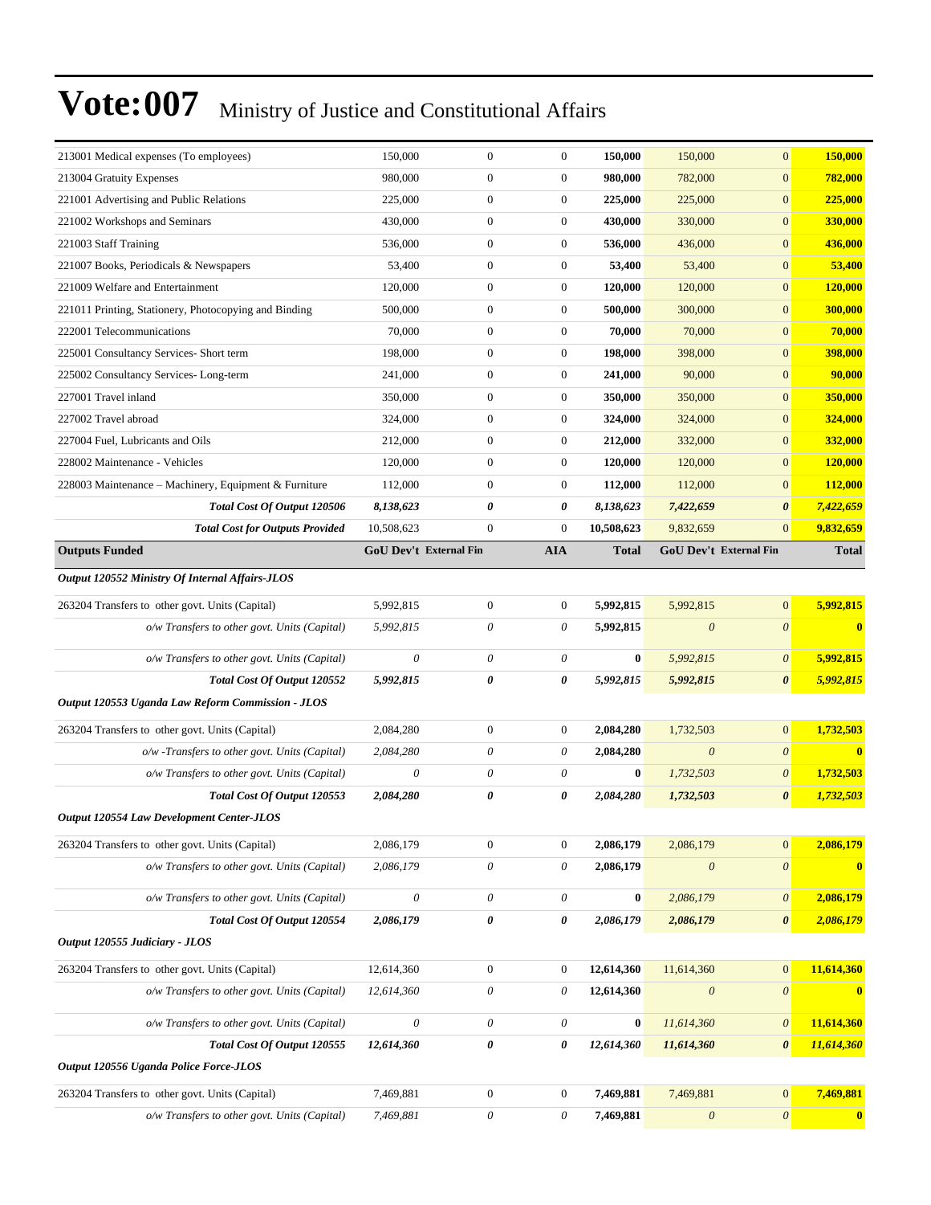# Vote:007 Ministry of Justice and Constitutional Affairs

| | | | | | | | |
|---|---|---|---|---|---|---|---|
| 213001 Medical expenses (To employees) | 150,000 | 0 | 0 | **150,000** | 150,000 | 0 | **150,000** |
| 213004 Gratuity Expenses | 980,000 | 0 | 0 | **980,000** | 782,000 | 0 | **782,000** |
| 221001 Advertising and Public Relations | 225,000 | 0 | 0 | **225,000** | 225,000 | 0 | **225,000** |
| 221002 Workshops and Seminars | 430,000 | 0 | 0 | **430,000** | 330,000 | 0 | **330,000** |
| 221003 Staff Training | 536,000 | 0 | 0 | **536,000** | 436,000 | 0 | **436,000** |
| 221007 Books, Periodicals & Newspapers | 53,400 | 0 | 0 | **53,400** | 53,400 | 0 | **53,400** |
| 221009 Welfare and Entertainment | 120,000 | 0 | 0 | **120,000** | 120,000 | 0 | **120,000** |
| 221011 Printing, Stationery, Photocopying and Binding | 500,000 | 0 | 0 | **500,000** | 300,000 | 0 | **300,000** |
| 222001 Telecommunications | 70,000 | 0 | 0 | **70,000** | 70,000 | 0 | **70,000** |
| 225001 Consultancy Services- Short term | 198,000 | 0 | 0 | **198,000** | 398,000 | 0 | **398,000** |
| 225002 Consultancy Services- Long-term | 241,000 | 0 | 0 | **241,000** | 90,000 | 0 | **90,000** |
| 227001 Travel inland | 350,000 | 0 | 0 | **350,000** | 350,000 | 0 | **350,000** |
| 227002 Travel abroad | 324,000 | 0 | 0 | **324,000** | 324,000 | 0 | **324,000** |
| 227004 Fuel, Lubricants and Oils | 212,000 | 0 | 0 | **212,000** | 332,000 | 0 | **332,000** |
| 228002 Maintenance - Vehicles | 120,000 | 0 | 0 | **120,000** | 120,000 | 0 | **120,000** |
| 228003 Maintenance – Machinery, Equipment & Furniture | 112,000 | 0 | 0 | **112,000** | 112,000 | 0 | **112,000** |
| ***Total Cost Of Output 120506*** | ***8,138,623*** | ***0*** | ***0*** | ***8,138,623*** | ***7,422,659*** | ***0*** | ***7,422,659*** |
| ***Total Cost for Outputs Provided*** | 10,508,623 | 0 | 0 | **10,508,623** | 9,832,659 | 0 | **9,832,659** |
| **Outputs Funded** | **GoU Dev't** | **External Fin** | **AIA** | **Total** | **GoU Dev't** | **External Fin** | **Total** |
| ***Output 120552 Ministry Of Internal Affairs-JLOS*** | | | | | | | |
| 263204 Transfers to other govt. Units (Capital) | 5,992,815 | 0 | 0 | **5,992,815** | 5,992,815 | 0 | **5,992,815** |
| *o/w Transfers to other govt. Units (Capital)* | *5,992,815* | *0* | *0* | **5,992,815** | *0* | *0* | **0** |
| *o/w Transfers to other govt. Units (Capital)* | *0* | *0* | *0* | **0** | *5,992,815* | *0* | **5,992,815** |
| ***Total Cost Of Output 120552*** | ***5,992,815*** | ***0*** | ***0*** | ***5,992,815*** | ***5,992,815*** | ***0*** | ***5,992,815*** |
| ***Output 120553 Uganda Law Reform Commission - JLOS*** | | | | | | | |
| 263204 Transfers to other govt. Units (Capital) | 2,084,280 | 0 | 0 | **2,084,280** | 1,732,503 | 0 | **1,732,503** |
| *o/w -Transfers to other govt. Units (Capital)* | *2,084,280* | *0* | *0* | **2,084,280** | *0* | *0* | **0** |
| *o/w Transfers to other govt. Units (Capital)* | *0* | *0* | *0* | **0** | *1,732,503* | *0* | **1,732,503** |
| ***Total Cost Of Output 120553*** | ***2,084,280*** | ***0*** | ***0*** | ***2,084,280*** | ***1,732,503*** | ***0*** | ***1,732,503*** |
| ***Output 120554 Law Development Center-JLOS*** | | | | | | | |
| 263204 Transfers to other govt. Units (Capital) | 2,086,179 | 0 | 0 | **2,086,179** | 2,086,179 | 0 | **2,086,179** |
| *o/w Transfers to other govt. Units (Capital)* | *2,086,179* | *0* | *0* | **2,086,179** | *0* | *0* | **0** |
| *o/w Transfers to other govt. Units (Capital)* | *0* | *0* | *0* | **0** | *2,086,179* | *0* | **2,086,179** |
| ***Total Cost Of Output 120554*** | ***2,086,179*** | ***0*** | ***0*** | ***2,086,179*** | ***2,086,179*** | ***0*** | ***2,086,179*** |
| ***Output 120555 Judiciary - JLOS*** | | | | | | | |
| 263204 Transfers to other govt. Units (Capital) | 12,614,360 | 0 | 0 | **12,614,360** | 11,614,360 | 0 | **11,614,360** |
| *o/w Transfers to other govt. Units (Capital)* | *12,614,360* | *0* | *0* | **12,614,360** | *0* | *0* | **0** |
| *o/w Transfers to other govt. Units (Capital)* | *0* | *0* | *0* | **0** | *11,614,360* | *0* | **11,614,360** |
| ***Total Cost Of Output 120555*** | ***12,614,360*** | ***0*** | ***0*** | ***12,614,360*** | ***11,614,360*** | ***0*** | ***11,614,360*** |
| ***Output 120556 Uganda Police Force-JLOS*** | | | | | | | |
| 263204 Transfers to other govt. Units (Capital) | 7,469,881 | 0 | 0 | **7,469,881** | 7,469,881 | 0 | **7,469,881** |
| *o/w Transfers to other govt. Units (Capital)* | *7,469,881* | *0* | *0* | **7,469,881** | *0* | *0* | **0** |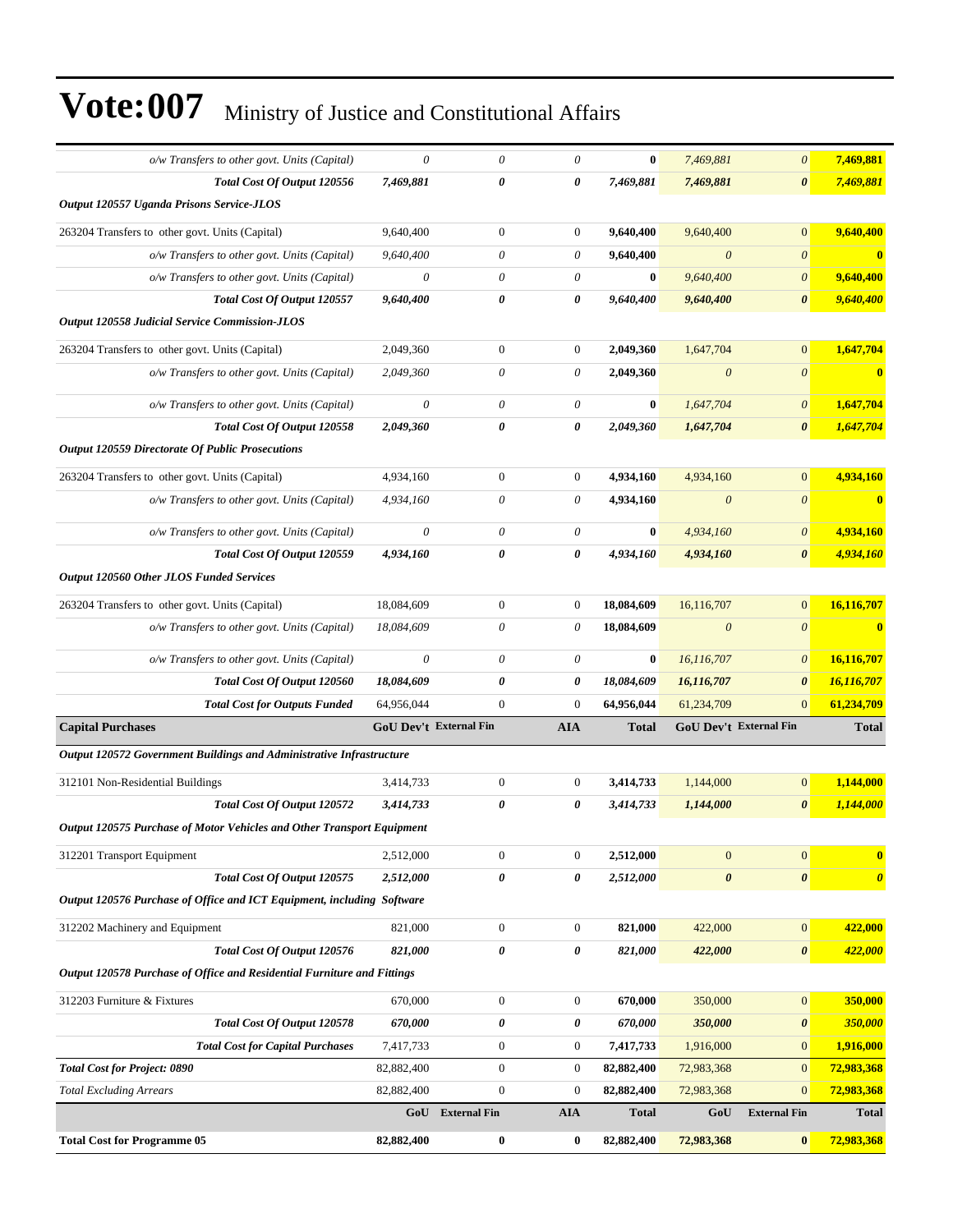# Vote:007 Ministry of Justice and Constitutional Affairs

| | | | | | | | |
|---|---|---|---|---|---|---|---|
| *o/w Transfers to other govt. Units (Capital)* | *0* | *0* | *0* | **0** | *7,469,881* | *0* | **7,469,881** |
| ***Total Cost Of Output 120556*** | ***7,469,881*** | ***0*** | ***0*** | ***7,469,881*** | ***7,469,881*** | ***0*** | ***7,469,881*** |
| ***Output 120557 Uganda Prisons Service-JLOS*** | | | | | | | |
| 263204 Transfers to other govt. Units (Capital) | 9,640,400 | 0 | 0 | **9,640,400** | 9,640,400 | 0 | **9,640,400** |
| *o/w Transfers to other govt. Units (Capital)* | *9,640,400* | *0* | *0* | **9,640,400** | *0* | *0* | **0** |
| *o/w Transfers to other govt. Units (Capital)* | *0* | *0* | *0* | **0** | *9,640,400* | *0* | **9,640,400** |
| ***Total Cost Of Output 120557*** | ***9,640,400*** | ***0*** | ***0*** | ***9,640,400*** | ***9,640,400*** | ***0*** | ***9,640,400*** |
| ***Output 120558 Judicial Service Commission-JLOS*** | | | | | | | |
| 263204 Transfers to other govt. Units (Capital) | 2,049,360 | 0 | 0 | **2,049,360** | 1,647,704 | 0 | **1,647,704** |
| *o/w Transfers to other govt. Units (Capital)* | *2,049,360* | *0* | *0* | **2,049,360** | *0* | *0* | **0** |
| *o/w Transfers to other govt. Units (Capital)* | *0* | *0* | *0* | **0** | *1,647,704* | *0* | **1,647,704** |
| ***Total Cost Of Output 120558*** | ***2,049,360*** | ***0*** | ***0*** | ***2,049,360*** | ***1,647,704*** | ***0*** | ***1,647,704*** |
| ***Output 120559 Directorate Of Public Prosecutions*** | | | | | | | |
| 263204 Transfers to other govt. Units (Capital) | 4,934,160 | 0 | 0 | **4,934,160** | 4,934,160 | 0 | **4,934,160** |
| *o/w Transfers to other govt. Units (Capital)* | *4,934,160* | *0* | *0* | **4,934,160** | *0* | *0* | **0** |
| *o/w Transfers to other govt. Units (Capital)* | *0* | *0* | *0* | **0** | *4,934,160* | *0* | **4,934,160** |
| ***Total Cost Of Output 120559*** | ***4,934,160*** | ***0*** | ***0*** | ***4,934,160*** | ***4,934,160*** | ***0*** | ***4,934,160*** |
| ***Output 120560 Other JLOS Funded Services*** | | | | | | | |
| 263204 Transfers to other govt. Units (Capital) | 18,084,609 | 0 | 0 | **18,084,609** | 16,116,707 | 0 | **16,116,707** |
| *o/w Transfers to other govt. Units (Capital)* | *18,084,609* | *0* | *0* | **18,084,609** | *0* | *0* | **0** |
| *o/w Transfers to other govt. Units (Capital)* | *0* | *0* | *0* | **0** | *16,116,707* | *0* | **16,116,707** |
| ***Total Cost Of Output 120560*** | ***18,084,609*** | ***0*** | ***0*** | ***18,084,609*** | ***16,116,707*** | ***0*** | ***16,116,707*** |
| ***Total Cost for Outputs Funded*** | 64,956,044 | 0 | 0 | **64,956,044** | 61,234,709 | 0 | **61,234,709** |
| **Capital Purchases** | **GoU Dev't** | **External Fin** | **AIA** | **Total** | **GoU Dev't** | **External Fin** | **Total** |
| ***Output 120572 Government Buildings and Administrative Infrastructure*** | | | | | | | |
| 312101 Non-Residential Buildings | 3,414,733 | 0 | 0 | **3,414,733** | 1,144,000 | 0 | **1,144,000** |
| ***Total Cost Of Output 120572*** | ***3,414,733*** | ***0*** | ***0*** | ***3,414,733*** | ***1,144,000*** | ***0*** | ***1,144,000*** |
| ***Output 120575 Purchase of Motor Vehicles and Other Transport Equipment*** | | | | | | | |
| 312201 Transport Equipment | 2,512,000 | 0 | 0 | **2,512,000** | 0 | 0 | **0** |
| ***Total Cost Of Output 120575*** | ***2,512,000*** | ***0*** | ***0*** | ***2,512,000*** | ***0*** | ***0*** | ***0*** |
| ***Output 120576 Purchase of Office and ICT Equipment, including Software*** | | | | | | | |
| 312202 Machinery and Equipment | 821,000 | 0 | 0 | **821,000** | 422,000 | 0 | **422,000** |
| ***Total Cost Of Output 120576*** | ***821,000*** | ***0*** | ***0*** | ***821,000*** | ***422,000*** | ***0*** | ***422,000*** |
| ***Output 120578 Purchase of Office and Residential Furniture and Fittings*** | | | | | | | |
| 312203 Furniture & Fixtures | 670,000 | 0 | 0 | **670,000** | 350,000 | 0 | **350,000** |
| ***Total Cost Of Output 120578*** | ***670,000*** | ***0*** | ***0*** | ***670,000*** | ***350,000*** | ***0*** | ***350,000*** |
| ***Total Cost for Capital Purchases*** | 7,417,733 | 0 | 0 | **7,417,733** | 1,916,000 | 0 | **1,916,000** |
| ***Total Cost for Project: 0890*** | 82,882,400 | 0 | 0 | **82,882,400** | 72,983,368 | 0 | **72,983,368** |
| *Total Excluding Arrears* | 82,882,400 | 0 | 0 | **82,882,400** | 72,983,368 | 0 | **72,983,368** |
| | **GoU** | **External Fin** | **AIA** | **Total** | **GoU** | **External Fin** | **Total** |
| **Total Cost for Programme 05** | **82,882,400** | **0** | **0** | **82,882,400** | **72,983,368** | **0** | **72,983,368** |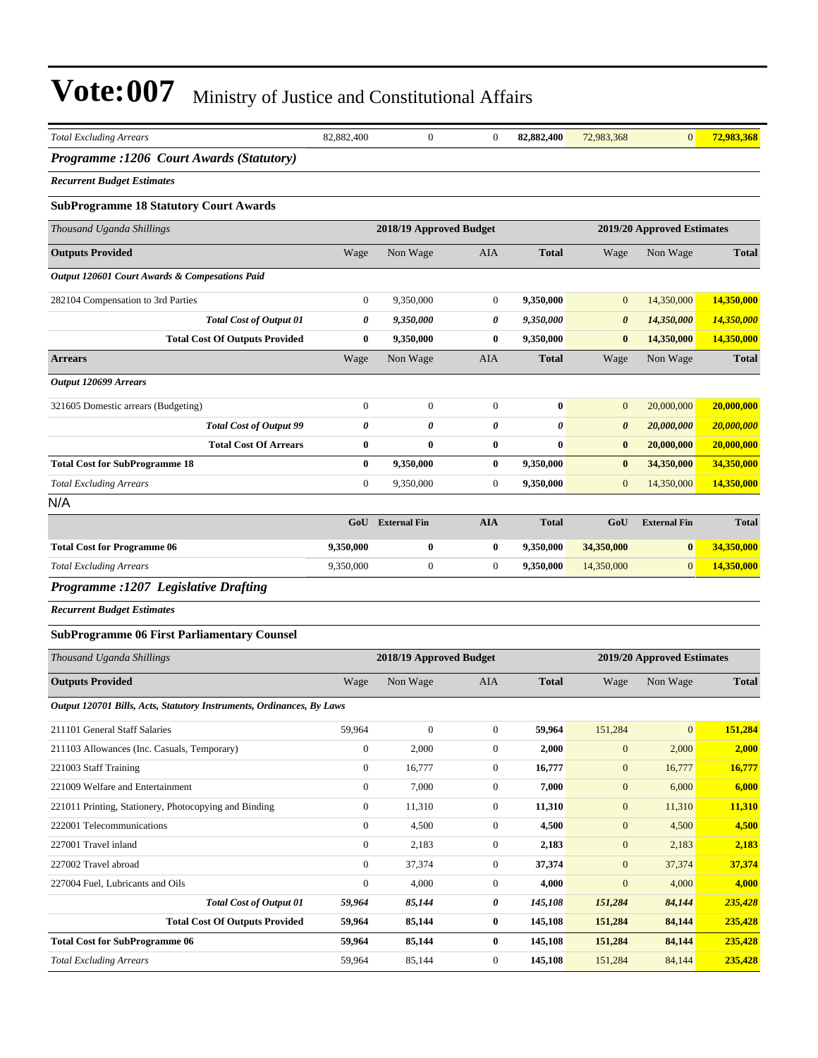# Vote:007 Ministry of Justice and Constitutional Affairs

| | | | | | | | |
|---|---|---|---|---|---|---|---|
| *Total Excluding Arrears* | 82,882,400 | 0 | 0 | **82,882,400** | 72,983,368 | 0 | **72,983,368** |

### *Programme :1206 Court Awards (Statutory)*

***Recurrent Budget Estimates***

**SubProgramme 18 Statutory Court Awards**

| *Thousand Uganda Shillings* | 2018/19 Approved Budget | | | | 2019/20 Approved Estimates | | |
|---|---|---|---|---|---|---|---|
| **Outputs Provided** | Wage | Non Wage | AIA | **Total** | Wage | Non Wage | **Total** |
| ***Output 120601 Court Awards & Compesations Paid*** | | | | | | | |
| 282104 Compensation to 3rd Parties | 0 | 9,350,000 | 0 | **9,350,000** | 0 | 14,350,000 | **14,350,000** |
| ***Total Cost of Output 01*** | ***0*** | ***9,350,000*** | ***0*** | ***9,350,000*** | ***0*** | ***14,350,000*** | ***14,350,000*** |
| **Total Cost Of Outputs Provided** | **0** | **9,350,000** | **0** | **9,350,000** | **0** | **14,350,000** | **14,350,000** |
| **Arrears** | Wage | Non Wage | AIA | **Total** | Wage | Non Wage | **Total** |
| ***Output 120699 Arrears*** | | | | | | | |
| 321605 Domestic arrears (Budgeting) | 0 | 0 | 0 | **0** | 0 | 20,000,000 | **20,000,000** |
| ***Total Cost of Output 99*** | ***0*** | ***0*** | ***0*** | ***0*** | ***0*** | ***20,000,000*** | ***20,000,000*** |
| **Total Cost Of Arrears** | **0** | **0** | **0** | **0** | **0** | **20,000,000** | **20,000,000** |
| **Total Cost for SubProgramme 18** | **0** | **9,350,000** | **0** | **9,350,000** | **0** | **34,350,000** | **34,350,000** |
| *Total Excluding Arrears* | 0 | 9,350,000 | 0 | **9,350,000** | 0 | 14,350,000 | **14,350,000** |

N/A

| | GoU | External Fin | AIA | Total | GoU | External Fin | Total |
|---|---|---|---|---|---|---|---|
| **Total Cost for Programme 06** | **9,350,000** | **0** | **0** | **9,350,000** | **34,350,000** | **0** | **34,350,000** |
| *Total Excluding Arrears* | 9,350,000 | 0 | 0 | **9,350,000** | 14,350,000 | 0 | **14,350,000** |

### *Programme :1207 Legislative Drafting*

***Recurrent Budget Estimates***

**SubProgramme 06 First Parliamentary Counsel**

| *Thousand Uganda Shillings* | 2018/19 Approved Budget | | | | 2019/20 Approved Estimates | | |
|---|---|---|---|---|---|---|---|
| **Outputs Provided** | Wage | Non Wage | AIA | **Total** | Wage | Non Wage | **Total** |
| ***Output 120701 Bills, Acts, Statutory Instruments, Ordinances, By Laws*** | | | | | | | |
| 211101 General Staff Salaries | 59,964 | 0 | 0 | **59,964** | 151,284 | 0 | **151,284** |
| 211103 Allowances (Inc. Casuals, Temporary) | 0 | 2,000 | 0 | **2,000** | 0 | 2,000 | **2,000** |
| 221003 Staff Training | 0 | 16,777 | 0 | **16,777** | 0 | 16,777 | **16,777** |
| 221009 Welfare and Entertainment | 0 | 7,000 | 0 | **7,000** | 0 | 6,000 | **6,000** |
| 221011 Printing, Stationery, Photocopying and Binding | 0 | 11,310 | 0 | **11,310** | 0 | 11,310 | **11,310** |
| 222001 Telecommunications | 0 | 4,500 | 0 | **4,500** | 0 | 4,500 | **4,500** |
| 227001 Travel inland | 0 | 2,183 | 0 | **2,183** | 0 | 2,183 | **2,183** |
| 227002 Travel abroad | 0 | 37,374 | 0 | **37,374** | 0 | 37,374 | **37,374** |
| 227004 Fuel, Lubricants and Oils | 0 | 4,000 | 0 | **4,000** | 0 | 4,000 | **4,000** |
| ***Total Cost of Output 01*** | ***59,964*** | ***85,144*** | ***0*** | ***145,108*** | ***151,284*** | ***84,144*** | ***235,428*** |
| **Total Cost Of Outputs Provided** | **59,964** | **85,144** | **0** | **145,108** | **151,284** | **84,144** | **235,428** |
| **Total Cost for SubProgramme 06** | **59,964** | **85,144** | **0** | **145,108** | **151,284** | **84,144** | **235,428** |
| *Total Excluding Arrears* | 59,964 | 85,144 | 0 | **145,108** | 151,284 | 84,144 | **235,428** |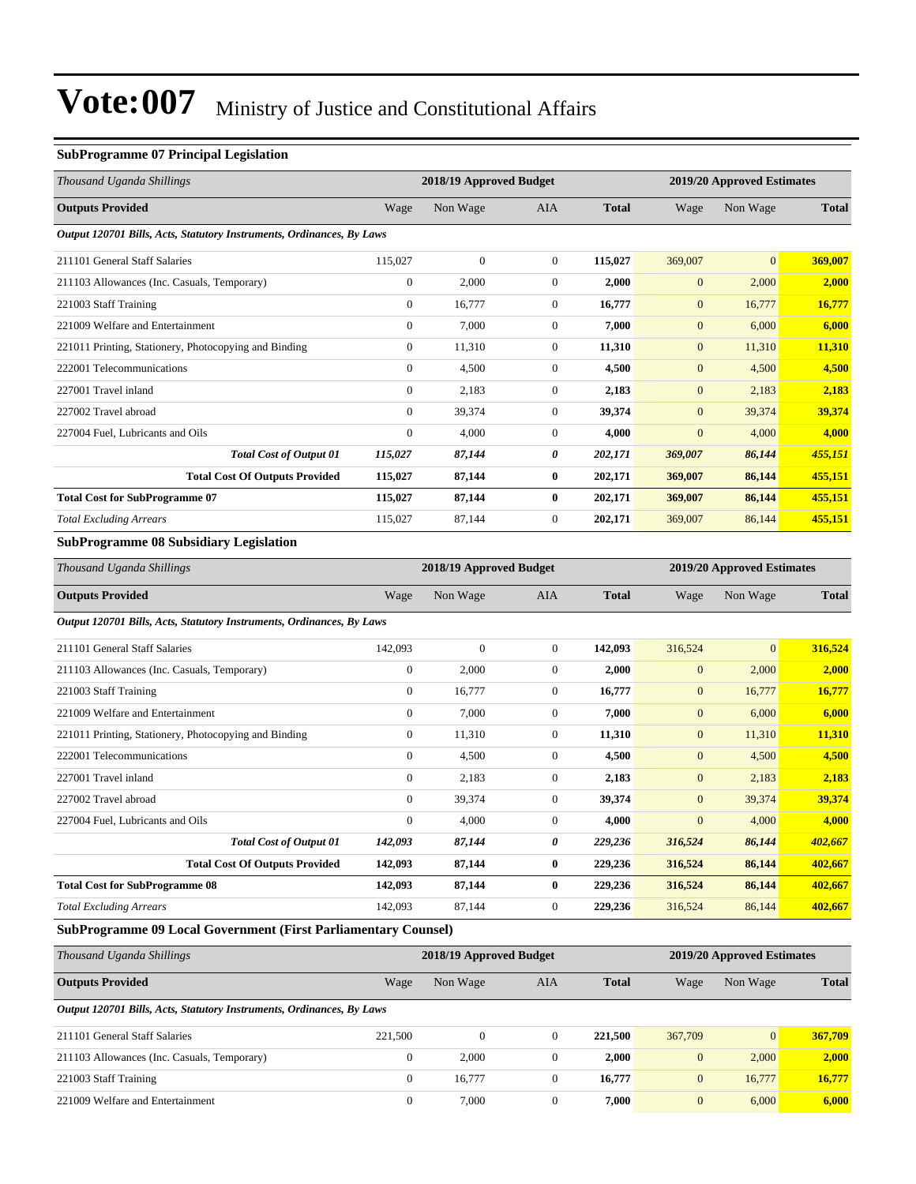# Vote:007 Ministry of Justice and Constitutional Affairs

### SubProgramme 07 Principal Legislation

| *Thousand Uganda Shillings* | 2018/19 Approved Budget | | | | 2019/20 Approved Estimates | | |
|---|---|---|---|---|---|---|---|
| **Outputs Provided** | Wage | Non Wage | AIA | **Total** | Wage | Non Wage | **Total** |
| ***Output 120701 Bills, Acts, Statutory Instruments, Ordinances, By Laws*** | | | | | | | |
| 211101 General Staff Salaries | 115,027 | 0 | 0 | **115,027** | 369,007 | 0 | **369,007** |
| 211103 Allowances (Inc. Casuals, Temporary) | 0 | 2,000 | 0 | **2,000** | 0 | 2,000 | **2,000** |
| 221003 Staff Training | 0 | 16,777 | 0 | **16,777** | 0 | 16,777 | **16,777** |
| 221009 Welfare and Entertainment | 0 | 7,000 | 0 | **7,000** | 0 | 6,000 | **6,000** |
| 221011 Printing, Stationery, Photocopying and Binding | 0 | 11,310 | 0 | **11,310** | 0 | 11,310 | **11,310** |
| 222001 Telecommunications | 0 | 4,500 | 0 | **4,500** | 0 | 4,500 | **4,500** |
| 227001 Travel inland | 0 | 2,183 | 0 | **2,183** | 0 | 2,183 | **2,183** |
| 227002 Travel abroad | 0 | 39,374 | 0 | **39,374** | 0 | 39,374 | **39,374** |
| 227004 Fuel, Lubricants and Oils | 0 | 4,000 | 0 | **4,000** | 0 | 4,000 | **4,000** |
| ***Total Cost of Output 01*** | ***115,027*** | ***87,144*** | ***0*** | ***202,171*** | ***369,007*** | ***86,144*** | ***455,151*** |
| **Total Cost Of Outputs Provided** | **115,027** | **87,144** | **0** | **202,171** | **369,007** | **86,144** | **455,151** |
| **Total Cost for SubProgramme 07** | **115,027** | **87,144** | **0** | **202,171** | **369,007** | **86,144** | **455,151** |
| *Total Excluding Arrears* | 115,027 | 87,144 | 0 | **202,171** | 369,007 | 86,144 | **455,151** |

### SubProgramme 08 Subsidiary Legislation

| *Thousand Uganda Shillings* | 2018/19 Approved Budget | | | | 2019/20 Approved Estimates | | |
|---|---|---|---|---|---|---|---|
| **Outputs Provided** | Wage | Non Wage | AIA | **Total** | Wage | Non Wage | **Total** |
| ***Output 120701 Bills, Acts, Statutory Instruments, Ordinances, By Laws*** | | | | | | | |
| 211101 General Staff Salaries | 142,093 | 0 | 0 | **142,093** | 316,524 | 0 | **316,524** |
| 211103 Allowances (Inc. Casuals, Temporary) | 0 | 2,000 | 0 | **2,000** | 0 | 2,000 | **2,000** |
| 221003 Staff Training | 0 | 16,777 | 0 | **16,777** | 0 | 16,777 | **16,777** |
| 221009 Welfare and Entertainment | 0 | 7,000 | 0 | **7,000** | 0 | 6,000 | **6,000** |
| 221011 Printing, Stationery, Photocopying and Binding | 0 | 11,310 | 0 | **11,310** | 0 | 11,310 | **11,310** |
| 222001 Telecommunications | 0 | 4,500 | 0 | **4,500** | 0 | 4,500 | **4,500** |
| 227001 Travel inland | 0 | 2,183 | 0 | **2,183** | 0 | 2,183 | **2,183** |
| 227002 Travel abroad | 0 | 39,374 | 0 | **39,374** | 0 | 39,374 | **39,374** |
| 227004 Fuel, Lubricants and Oils | 0 | 4,000 | 0 | **4,000** | 0 | 4,000 | **4,000** |
| ***Total Cost of Output 01*** | ***142,093*** | ***87,144*** | ***0*** | ***229,236*** | ***316,524*** | ***86,144*** | ***402,667*** |
| **Total Cost Of Outputs Provided** | **142,093** | **87,144** | **0** | **229,236** | **316,524** | **86,144** | **402,667** |
| **Total Cost for SubProgramme 08** | **142,093** | **87,144** | **0** | **229,236** | **316,524** | **86,144** | **402,667** |
| *Total Excluding Arrears* | 142,093 | 87,144 | 0 | **229,236** | 316,524 | 86,144 | **402,667** |

### SubProgramme 09 Local Government (First Parliamentary Counsel)

| *Thousand Uganda Shillings* | 2018/19 Approved Budget | | | | 2019/20 Approved Estimates | | |
|---|---|---|---|---|---|---|---|
| **Outputs Provided** | Wage | Non Wage | AIA | **Total** | Wage | Non Wage | **Total** |
| ***Output 120701 Bills, Acts, Statutory Instruments, Ordinances, By Laws*** | | | | | | | |
| 211101 General Staff Salaries | 221,500 | 0 | 0 | **221,500** | 367,709 | 0 | **367,709** |
| 211103 Allowances (Inc. Casuals, Temporary) | 0 | 2,000 | 0 | **2,000** | 0 | 2,000 | **2,000** |
| 221003 Staff Training | 0 | 16,777 | 0 | **16,777** | 0 | 16,777 | **16,777** |
| 221009 Welfare and Entertainment | 0 | 7,000 | 0 | **7,000** | 0 | 6,000 | **6,000** |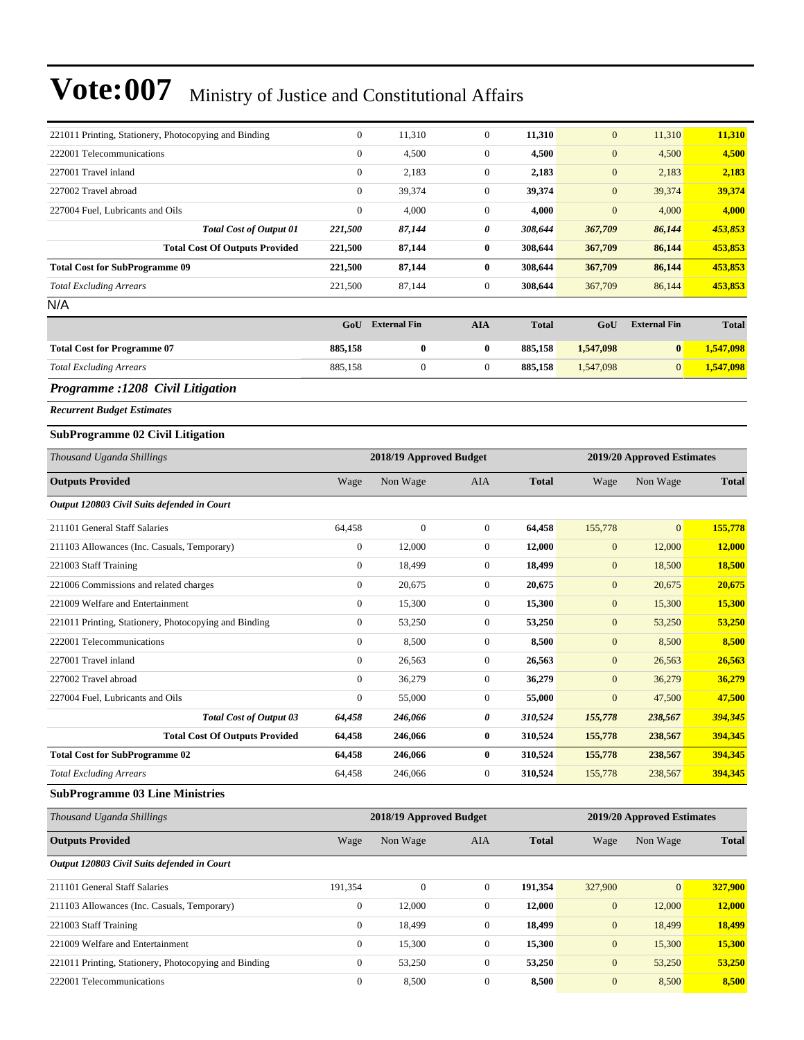| | | | | | | | |
|---|---|---|---|---|---|---|---|
| 221011 Printing, Stationery, Photocopying and Binding | 0 | 11,310 | 0 | **11,310** | 0 | 11,310 | **11,310** |
| 222001 Telecommunications | 0 | 4,500 | 0 | **4,500** | 0 | 4,500 | **4,500** |
| 227001 Travel inland | 0 | 2,183 | 0 | **2,183** | 0 | 2,183 | **2,183** |
| 227002 Travel abroad | 0 | 39,374 | 0 | **39,374** | 0 | 39,374 | **39,374** |
| 227004 Fuel, Lubricants and Oils | 0 | 4,000 | 0 | **4,000** | 0 | 4,000 | **4,000** |
| ***Total Cost of Output 01*** | ***221,500*** | ***87,144*** | ***0*** | ***308,644*** | ***367,709*** | ***86,144*** | ***453,853*** |
| **Total Cost Of Outputs Provided** | **221,500** | **87,144** | **0** | **308,644** | **367,709** | **86,144** | **453,853** |
| **Total Cost for SubProgramme 09** | **221,500** | **87,144** | **0** | **308,644** | **367,709** | **86,144** | **453,853** |
| *Total Excluding Arrears* | 221,500 | 87,144 | 0 | **308,644** | 367,709 | 86,144 | **453,853** |

N/A

| | GoU | External Fin | AIA | Total | GoU | External Fin | Total |
|---|---|---|---|---|---|---|---|
| **Total Cost for Programme 07** | **885,158** | **0** | **0** | **885,158** | **1,547,098** | **0** | **1,547,098** |
| *Total Excluding Arrears* | 885,158 | 0 | 0 | **885,158** | 1,547,098 | 0 | **1,547,098** |

## *Programme :1208 Civil Litigation*

***Recurrent Budget Estimates***

### SubProgramme 02 Civil Litigation

| *Thousand Uganda Shillings* | 2018/19 Approved Budget | | | | 2019/20 Approved Estimates | | |
|---|---|---|---|---|---|---|---|
| **Outputs Provided** | Wage | Non Wage | AIA | **Total** | Wage | Non Wage | **Total** |
| ***Output 120803 Civil Suits defended in Court*** | | | | | | | |
| 211101 General Staff Salaries | 64,458 | 0 | 0 | **64,458** | 155,778 | 0 | **155,778** |
| 211103 Allowances (Inc. Casuals, Temporary) | 0 | 12,000 | 0 | **12,000** | 0 | 12,000 | **12,000** |
| 221003 Staff Training | 0 | 18,499 | 0 | **18,499** | 0 | 18,500 | **18,500** |
| 221006 Commissions and related charges | 0 | 20,675 | 0 | **20,675** | 0 | 20,675 | **20,675** |
| 221009 Welfare and Entertainment | 0 | 15,300 | 0 | **15,300** | 0 | 15,300 | **15,300** |
| 221011 Printing, Stationery, Photocopying and Binding | 0 | 53,250 | 0 | **53,250** | 0 | 53,250 | **53,250** |
| 222001 Telecommunications | 0 | 8,500 | 0 | **8,500** | 0 | 8,500 | **8,500** |
| 227001 Travel inland | 0 | 26,563 | 0 | **26,563** | 0 | 26,563 | **26,563** |
| 227002 Travel abroad | 0 | 36,279 | 0 | **36,279** | 0 | 36,279 | **36,279** |
| 227004 Fuel, Lubricants and Oils | 0 | 55,000 | 0 | **55,000** | 0 | 47,500 | **47,500** |
| ***Total Cost of Output 03*** | ***64,458*** | ***246,066*** | ***0*** | ***310,524*** | ***155,778*** | ***238,567*** | ***394,345*** |
| **Total Cost Of Outputs Provided** | **64,458** | **246,066** | **0** | **310,524** | **155,778** | **238,567** | **394,345** |
| **Total Cost for SubProgramme 02** | **64,458** | **246,066** | **0** | **310,524** | **155,778** | **238,567** | **394,345** |
| *Total Excluding Arrears* | 64,458 | 246,066 | 0 | **310,524** | 155,778 | 238,567 | **394,345** |

### SubProgramme 03 Line Ministries

| *Thousand Uganda Shillings* | 2018/19 Approved Budget | | | | 2019/20 Approved Estimates | | |
|---|---|---|---|---|---|---|---|
| **Outputs Provided** | Wage | Non Wage | AIA | **Total** | Wage | Non Wage | **Total** |
| ***Output 120803 Civil Suits defended in Court*** | | | | | | | |
| 211101 General Staff Salaries | 191,354 | 0 | 0 | **191,354** | 327,900 | 0 | **327,900** |
| 211103 Allowances (Inc. Casuals, Temporary) | 0 | 12,000 | 0 | **12,000** | 0 | 12,000 | **12,000** |
| 221003 Staff Training | 0 | 18,499 | 0 | **18,499** | 0 | 18,499 | **18,499** |
| 221009 Welfare and Entertainment | 0 | 15,300 | 0 | **15,300** | 0 | 15,300 | **15,300** |
| 221011 Printing, Stationery, Photocopying and Binding | 0 | 53,250 | 0 | **53,250** | 0 | 53,250 | **53,250** |
| 222001 Telecommunications | 0 | 8,500 | 0 | **8,500** | 0 | 8,500 | **8,500** |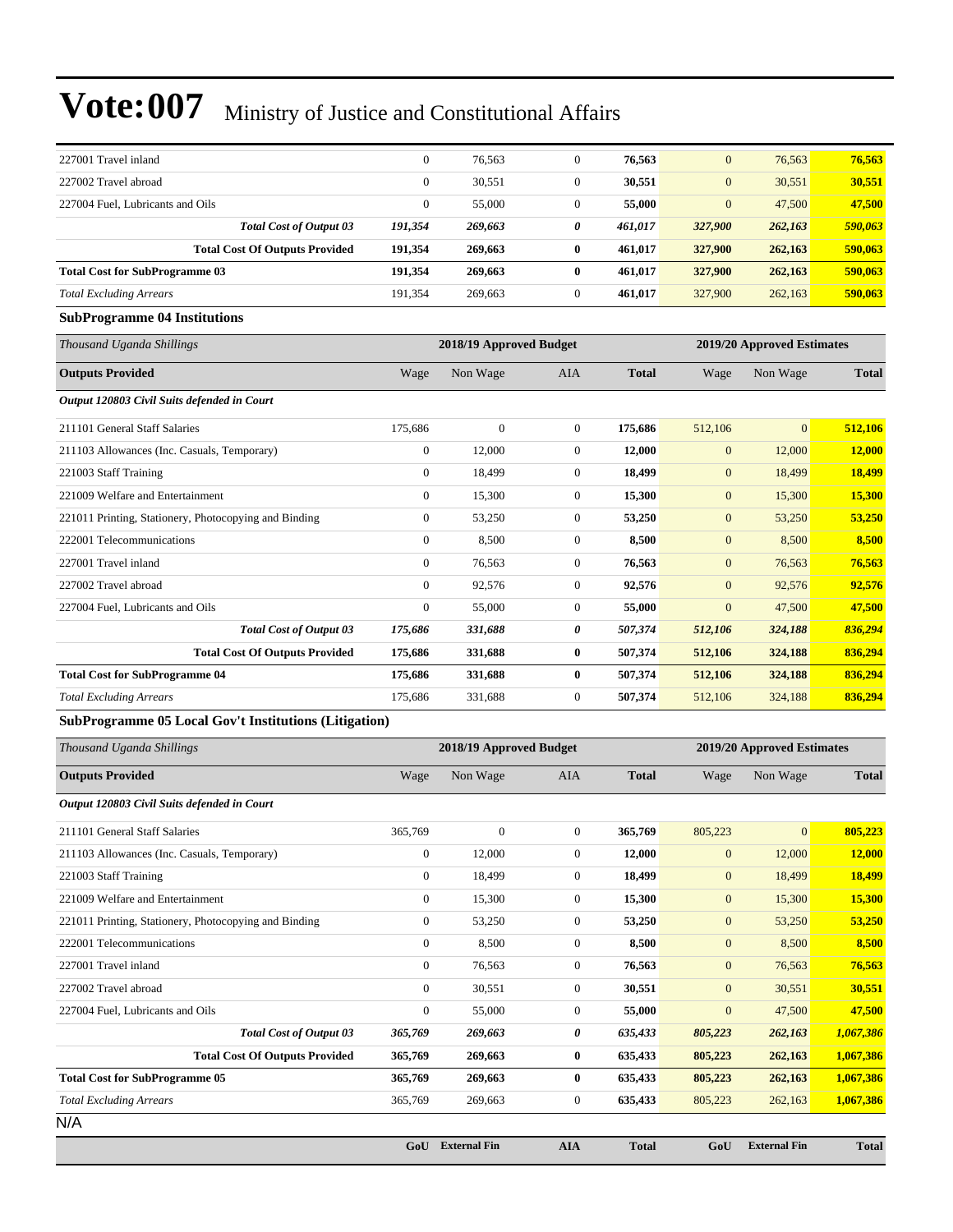| | | | | | | | |
|---|---|---|---|---|---|---|---|
| 227001 Travel inland | 0 | 76,563 | 0 | **76,563** | 0 | 76,563 | **76,563** |
| 227002 Travel abroad | 0 | 30,551 | 0 | **30,551** | 0 | 30,551 | **30,551** |
| 227004 Fuel, Lubricants and Oils | 0 | 55,000 | 0 | **55,000** | 0 | 47,500 | **47,500** |
| ***Total Cost of Output 03*** | ***191,354*** | ***269,663*** | ***0*** | ***461,017*** | ***327,900*** | ***262,163*** | ***590,063*** |
| **Total Cost Of Outputs Provided** | **191,354** | **269,663** | **0** | **461,017** | **327,900** | **262,163** | **590,063** |
| **Total Cost for SubProgramme 03** | **191,354** | **269,663** | **0** | **461,017** | **327,900** | **262,163** | **590,063** |
| *Total Excluding Arrears* | 191,354 | 269,663 | 0 | **461,017** | 327,900 | 262,163 | **590,063** |

**SubProgramme 04 Institutions**

| *Thousand Uganda Shillings* | 2018/19 Approved Budget | | | | 2019/20 Approved Estimates | | |
|---|---|---|---|---|---|---|---|
| **Outputs Provided** | Wage | Non Wage | AIA | **Total** | Wage | Non Wage | **Total** |
| ***Output 120803 Civil Suits defended in Court*** | | | | | | | |
| 211101 General Staff Salaries | 175,686 | 0 | 0 | **175,686** | 512,106 | 0 | **512,106** |
| 211103 Allowances (Inc. Casuals, Temporary) | 0 | 12,000 | 0 | **12,000** | 0 | 12,000 | **12,000** |
| 221003 Staff Training | 0 | 18,499 | 0 | **18,499** | 0 | 18,499 | **18,499** |
| 221009 Welfare and Entertainment | 0 | 15,300 | 0 | **15,300** | 0 | 15,300 | **15,300** |
| 221011 Printing, Stationery, Photocopying and Binding | 0 | 53,250 | 0 | **53,250** | 0 | 53,250 | **53,250** |
| 222001 Telecommunications | 0 | 8,500 | 0 | **8,500** | 0 | 8,500 | **8,500** |
| 227001 Travel inland | 0 | 76,563 | 0 | **76,563** | 0 | 76,563 | **76,563** |
| 227002 Travel abroad | 0 | 92,576 | 0 | **92,576** | 0 | 92,576 | **92,576** |
| 227004 Fuel, Lubricants and Oils | 0 | 55,000 | 0 | **55,000** | 0 | 47,500 | **47,500** |
| ***Total Cost of Output 03*** | ***175,686*** | ***331,688*** | ***0*** | ***507,374*** | ***512,106*** | ***324,188*** | ***836,294*** |
| **Total Cost Of Outputs Provided** | **175,686** | **331,688** | **0** | **507,374** | **512,106** | **324,188** | **836,294** |
| **Total Cost for SubProgramme 04** | **175,686** | **331,688** | **0** | **507,374** | **512,106** | **324,188** | **836,294** |
| *Total Excluding Arrears* | 175,686 | 331,688 | 0 | **507,374** | 512,106 | 324,188 | **836,294** |

**SubProgramme 05 Local Gov't Institutions (Litigation)**

| *Thousand Uganda Shillings* | 2018/19 Approved Budget | | | | 2019/20 Approved Estimates | | |
|---|---|---|---|---|---|---|---|
| **Outputs Provided** | Wage | Non Wage | AIA | **Total** | Wage | Non Wage | **Total** |
| ***Output 120803 Civil Suits defended in Court*** | | | | | | | |
| 211101 General Staff Salaries | 365,769 | 0 | 0 | **365,769** | 805,223 | 0 | **805,223** |
| 211103 Allowances (Inc. Casuals, Temporary) | 0 | 12,000 | 0 | **12,000** | 0 | 12,000 | **12,000** |
| 221003 Staff Training | 0 | 18,499 | 0 | **18,499** | 0 | 18,499 | **18,499** |
| 221009 Welfare and Entertainment | 0 | 15,300 | 0 | **15,300** | 0 | 15,300 | **15,300** |
| 221011 Printing, Stationery, Photocopying and Binding | 0 | 53,250 | 0 | **53,250** | 0 | 53,250 | **53,250** |
| 222001 Telecommunications | 0 | 8,500 | 0 | **8,500** | 0 | 8,500 | **8,500** |
| 227001 Travel inland | 0 | 76,563 | 0 | **76,563** | 0 | 76,563 | **76,563** |
| 227002 Travel abroad | 0 | 30,551 | 0 | **30,551** | 0 | 30,551 | **30,551** |
| 227004 Fuel, Lubricants and Oils | 0 | 55,000 | 0 | **55,000** | 0 | 47,500 | **47,500** |
| ***Total Cost of Output 03*** | ***365,769*** | ***269,663*** | ***0*** | ***635,433*** | ***805,223*** | ***262,163*** | ***1,067,386*** |
| **Total Cost Of Outputs Provided** | **365,769** | **269,663** | **0** | **635,433** | **805,223** | **262,163** | **1,067,386** |
| **Total Cost for SubProgramme 05** | **365,769** | **269,663** | **0** | **635,433** | **805,223** | **262,163** | **1,067,386** |
| *Total Excluding Arrears* | 365,769 | 269,663 | 0 | **635,433** | 805,223 | 262,163 | **1,067,386** |

N/A

| | GoU | External Fin | AIA | Total | GoU | External Fin | Total |
|---|---|---|---|---|---|---|---|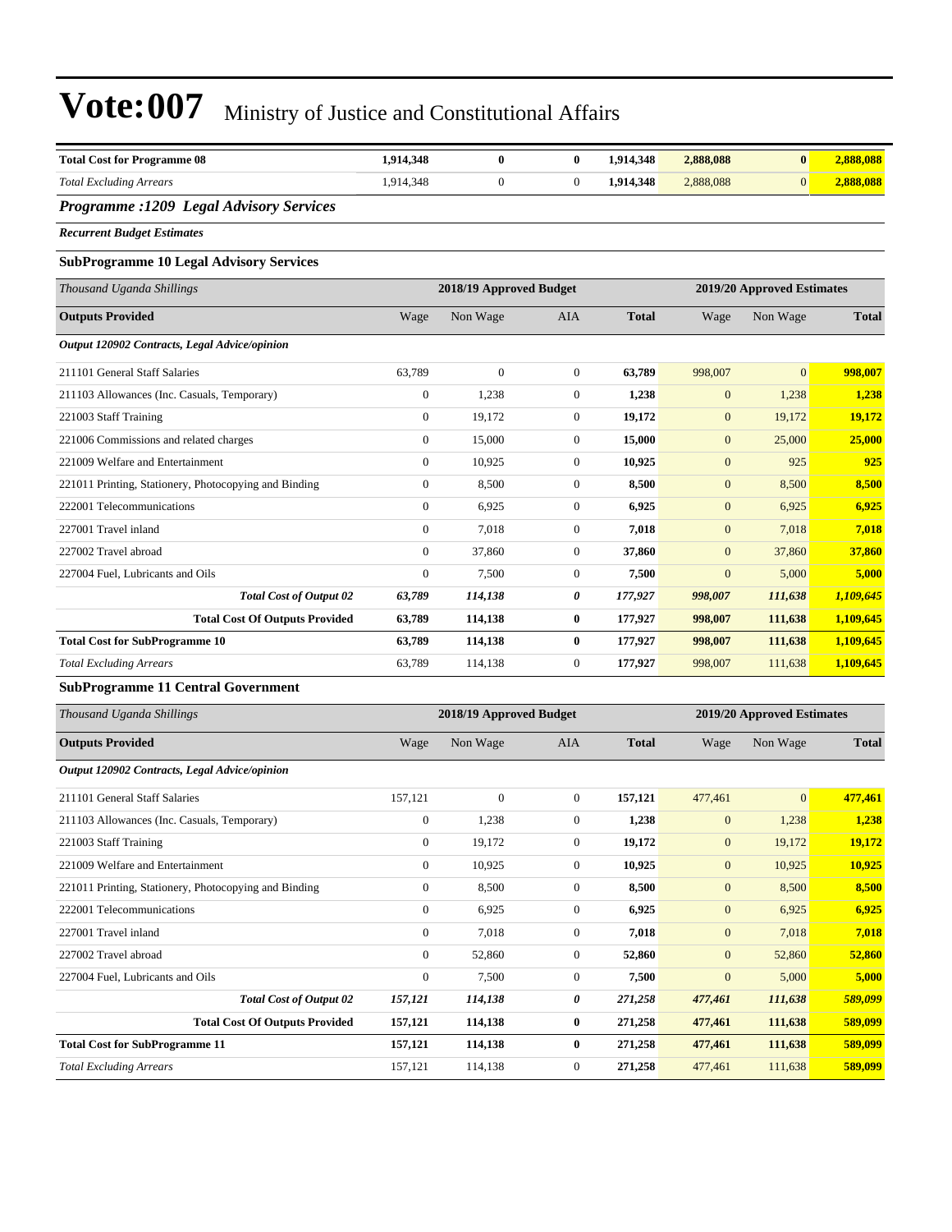# Vote:007 Ministry of Justice and Constitutional Affairs

| | | | | | | | |
|---|---|---|---|---|---|---|---|
| **Total Cost for Programme 08** | **1,914,348** | **0** | **0** | **1,914,348** | **2,888,088** | **0** | **2,888,088** |
| *Total Excluding Arrears* | 1,914,348 | 0 | 0 | **1,914,348** | 2,888,088 | 0 | **2,888,088** |

## *Programme :1209 Legal Advisory Services*

***Recurrent Budget Estimates***

### SubProgramme 10 Legal Advisory Services

| *Thousand Uganda Shillings* | 2018/19 Approved Budget | | | | 2019/20 Approved Estimates | | |
|---|---|---|---|---|---|---|---|
| **Outputs Provided** | Wage | Non Wage | AIA | **Total** | Wage | Non Wage | **Total** |
| ***Output 120902 Contracts, Legal Advice/opinion*** | | | | | | | |
| 211101 General Staff Salaries | 63,789 | 0 | 0 | **63,789** | 998,007 | 0 | **998,007** |
| 211103 Allowances (Inc. Casuals, Temporary) | 0 | 1,238 | 0 | **1,238** | 0 | 1,238 | **1,238** |
| 221003 Staff Training | 0 | 19,172 | 0 | **19,172** | 0 | 19,172 | **19,172** |
| 221006 Commissions and related charges | 0 | 15,000 | 0 | **15,000** | 0 | 25,000 | **25,000** |
| 221009 Welfare and Entertainment | 0 | 10,925 | 0 | **10,925** | 0 | 925 | **925** |
| 221011 Printing, Stationery, Photocopying and Binding | 0 | 8,500 | 0 | **8,500** | 0 | 8,500 | **8,500** |
| 222001 Telecommunications | 0 | 6,925 | 0 | **6,925** | 0 | 6,925 | **6,925** |
| 227001 Travel inland | 0 | 7,018 | 0 | **7,018** | 0 | 7,018 | **7,018** |
| 227002 Travel abroad | 0 | 37,860 | 0 | **37,860** | 0 | 37,860 | **37,860** |
| 227004 Fuel, Lubricants and Oils | 0 | 7,500 | 0 | **7,500** | 0 | 5,000 | **5,000** |
| ***Total Cost of Output 02*** | ***63,789*** | ***114,138*** | ***0*** | ***177,927*** | ***998,007*** | ***111,638*** | ***1,109,645*** |
| **Total Cost Of Outputs Provided** | **63,789** | **114,138** | **0** | **177,927** | **998,007** | **111,638** | **1,109,645** |
| **Total Cost for SubProgramme 10** | **63,789** | **114,138** | **0** | **177,927** | **998,007** | **111,638** | **1,109,645** |
| *Total Excluding Arrears* | 63,789 | 114,138 | 0 | **177,927** | 998,007 | 111,638 | **1,109,645** |

### SubProgramme 11 Central Government

| *Thousand Uganda Shillings* | 2018/19 Approved Budget | | | | 2019/20 Approved Estimates | | |
|---|---|---|---|---|---|---|---|
| **Outputs Provided** | Wage | Non Wage | AIA | **Total** | Wage | Non Wage | **Total** |
| ***Output 120902 Contracts, Legal Advice/opinion*** | | | | | | | |
| 211101 General Staff Salaries | 157,121 | 0 | 0 | **157,121** | 477,461 | 0 | **477,461** |
| 211103 Allowances (Inc. Casuals, Temporary) | 0 | 1,238 | 0 | **1,238** | 0 | 1,238 | **1,238** |
| 221003 Staff Training | 0 | 19,172 | 0 | **19,172** | 0 | 19,172 | **19,172** |
| 221009 Welfare and Entertainment | 0 | 10,925 | 0 | **10,925** | 0 | 10,925 | **10,925** |
| 221011 Printing, Stationery, Photocopying and Binding | 0 | 8,500 | 0 | **8,500** | 0 | 8,500 | **8,500** |
| 222001 Telecommunications | 0 | 6,925 | 0 | **6,925** | 0 | 6,925 | **6,925** |
| 227001 Travel inland | 0 | 7,018 | 0 | **7,018** | 0 | 7,018 | **7,018** |
| 227002 Travel abroad | 0 | 52,860 | 0 | **52,860** | 0 | 52,860 | **52,860** |
| 227004 Fuel, Lubricants and Oils | 0 | 7,500 | 0 | **7,500** | 0 | 5,000 | **5,000** |
| ***Total Cost of Output 02*** | ***157,121*** | ***114,138*** | ***0*** | ***271,258*** | ***477,461*** | ***111,638*** | ***589,099*** |
| **Total Cost Of Outputs Provided** | **157,121** | **114,138** | **0** | **271,258** | **477,461** | **111,638** | **589,099** |
| **Total Cost for SubProgramme 11** | **157,121** | **114,138** | **0** | **271,258** | **477,461** | **111,638** | **589,099** |
| *Total Excluding Arrears* | 157,121 | 114,138 | 0 | **271,258** | 477,461 | 111,638 | **589,099** |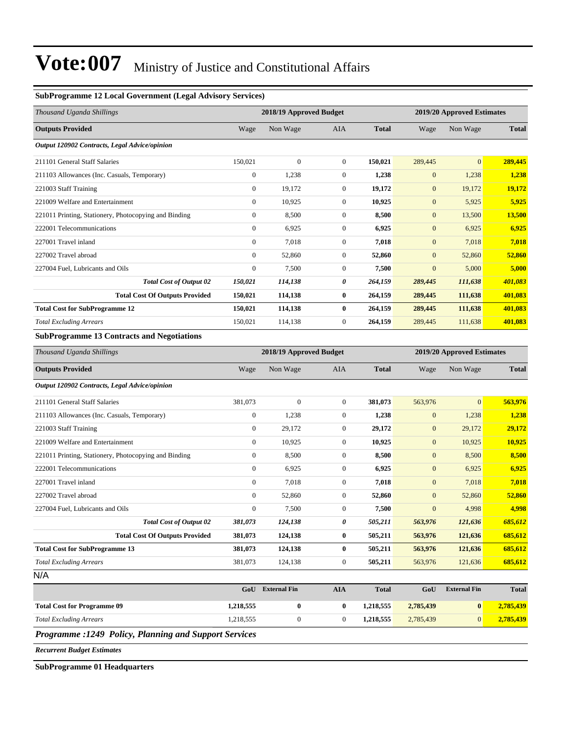# Vote:007 Ministry of Justice and Constitutional Affairs

**SubProgramme 12 Local Government (Legal Advisory Services)**

| *Thousand Uganda Shillings* | 2018/19 Approved Budget | | | | 2019/20 Approved Estimates | | |
|---|---|---|---|---|---|---|---|
| **Outputs Provided** | Wage | Non Wage | AIA | **Total** | Wage | Non Wage | **Total** |
| ***Output 120902 Contracts, Legal Advice/opinion*** | | | | | | | |
| 211101 General Staff Salaries | 150,021 | 0 | 0 | **150,021** | 289,445 | 0 | **289,445** |
| 211103 Allowances (Inc. Casuals, Temporary) | 0 | 1,238 | 0 | **1,238** | 0 | 1,238 | **1,238** |
| 221003 Staff Training | 0 | 19,172 | 0 | **19,172** | 0 | 19,172 | **19,172** |
| 221009 Welfare and Entertainment | 0 | 10,925 | 0 | **10,925** | 0 | 5,925 | **5,925** |
| 221011 Printing, Stationery, Photocopying and Binding | 0 | 8,500 | 0 | **8,500** | 0 | 13,500 | **13,500** |
| 222001 Telecommunications | 0 | 6,925 | 0 | **6,925** | 0 | 6,925 | **6,925** |
| 227001 Travel inland | 0 | 7,018 | 0 | **7,018** | 0 | 7,018 | **7,018** |
| 227002 Travel abroad | 0 | 52,860 | 0 | **52,860** | 0 | 52,860 | **52,860** |
| 227004 Fuel, Lubricants and Oils | 0 | 7,500 | 0 | **7,500** | 0 | 5,000 | **5,000** |
| ***Total Cost of Output 02*** | ***150,021*** | ***114,138*** | ***0*** | ***264,159*** | ***289,445*** | ***111,638*** | ***401,083*** |
| **Total Cost Of Outputs Provided** | **150,021** | **114,138** | **0** | **264,159** | **289,445** | **111,638** | **401,083** |
| **Total Cost for SubProgramme 12** | **150,021** | **114,138** | **0** | **264,159** | **289,445** | **111,638** | **401,083** |
| *Total Excluding Arrears* | 150,021 | 114,138 | 0 | **264,159** | 289,445 | 111,638 | **401,083** |

**SubProgramme 13 Contracts and Negotiations**

| *Thousand Uganda Shillings* | 2018/19 Approved Budget | | | | 2019/20 Approved Estimates | | |
|---|---|---|---|---|---|---|---|
| **Outputs Provided** | Wage | Non Wage | AIA | **Total** | Wage | Non Wage | **Total** |
| ***Output 120902 Contracts, Legal Advice/opinion*** | | | | | | | |
| 211101 General Staff Salaries | 381,073 | 0 | 0 | **381,073** | 563,976 | 0 | **563,976** |
| 211103 Allowances (Inc. Casuals, Temporary) | 0 | 1,238 | 0 | **1,238** | 0 | 1,238 | **1,238** |
| 221003 Staff Training | 0 | 29,172 | 0 | **29,172** | 0 | 29,172 | **29,172** |
| 221009 Welfare and Entertainment | 0 | 10,925 | 0 | **10,925** | 0 | 10,925 | **10,925** |
| 221011 Printing, Stationery, Photocopying and Binding | 0 | 8,500 | 0 | **8,500** | 0 | 8,500 | **8,500** |
| 222001 Telecommunications | 0 | 6,925 | 0 | **6,925** | 0 | 6,925 | **6,925** |
| 227001 Travel inland | 0 | 7,018 | 0 | **7,018** | 0 | 7,018 | **7,018** |
| 227002 Travel abroad | 0 | 52,860 | 0 | **52,860** | 0 | 52,860 | **52,860** |
| 227004 Fuel, Lubricants and Oils | 0 | 7,500 | 0 | **7,500** | 0 | 4,998 | **4,998** |
| ***Total Cost of Output 02*** | ***381,073*** | ***124,138*** | ***0*** | ***505,211*** | ***563,976*** | ***121,636*** | ***685,612*** |
| **Total Cost Of Outputs Provided** | **381,073** | **124,138** | **0** | **505,211** | **563,976** | **121,636** | **685,612** |
| **Total Cost for SubProgramme 13** | **381,073** | **124,138** | **0** | **505,211** | **563,976** | **121,636** | **685,612** |
| *Total Excluding Arrears* | 381,073 | 124,138 | 0 | **505,211** | 563,976 | 121,636 | **685,612** |

N/A

| | **GoU** | **External Fin** | **AIA** | **Total** | **GoU** | **External Fin** | **Total** |
|---|---|---|---|---|---|---|---|
| **Total Cost for Programme 09** | **1,218,555** | **0** | **0** | **1,218,555** | **2,785,439** | **0** | **2,785,439** |
| *Total Excluding Arrears* | 1,218,555 | 0 | 0 | **1,218,555** | 2,785,439 | 0 | **2,785,439** |

## *Programme :1249 Policy, Planning and Support Services*

***Recurrent Budget Estimates***

**SubProgramme 01 Headquarters**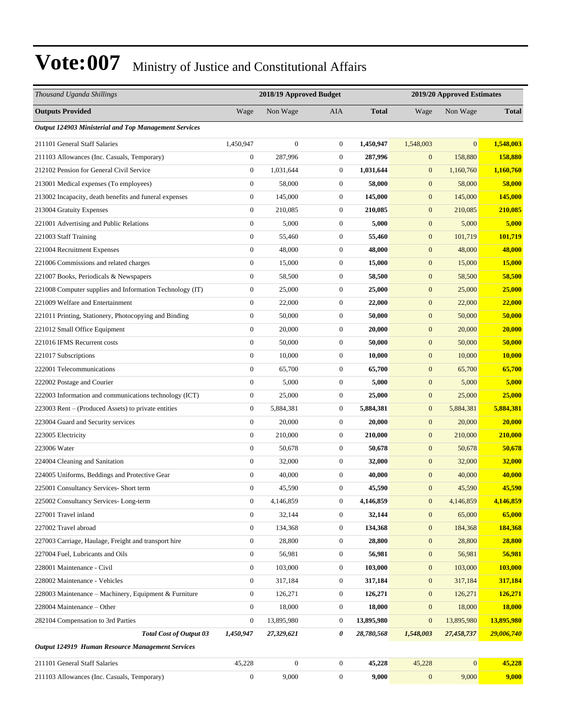# Vote:007 Ministry of Justice and Constitutional Affairs

| *Thousand Uganda Shillings* | 2018/19 Approved Budget | | | | 2019/20 Approved Estimates | | |
|---|---|---|---|---|---|---|---|
| **Outputs Provided** | Wage | Non Wage | AIA | **Total** | Wage | Non Wage | **Total** |
| ***Output 124903 Ministerial and Top Management Services*** | | | | | | | |
| 211101 General Staff Salaries | 1,450,947 | 0 | 0 | **1,450,947** | 1,548,003 | 0 | **1,548,003** |
| 211103 Allowances (Inc. Casuals, Temporary) | 0 | 287,996 | 0 | **287,996** | 0 | 158,880 | **158,880** |
| 212102 Pension for General Civil Service | 0 | 1,031,644 | 0 | **1,031,644** | 0 | 1,160,760 | **1,160,760** |
| 213001 Medical expenses (To employees) | 0 | 58,000 | 0 | **58,000** | 0 | 58,000 | **58,000** |
| 213002 Incapacity, death benefits and funeral expenses | 0 | 145,000 | 0 | **145,000** | 0 | 145,000 | **145,000** |
| 213004 Gratuity Expenses | 0 | 210,085 | 0 | **210,085** | 0 | 210,085 | **210,085** |
| 221001 Advertising and Public Relations | 0 | 5,000 | 0 | **5,000** | 0 | 5,000 | **5,000** |
| 221003 Staff Training | 0 | 55,460 | 0 | **55,460** | 0 | 101,719 | **101,719** |
| 221004 Recruitment Expenses | 0 | 48,000 | 0 | **48,000** | 0 | 48,000 | **48,000** |
| 221006 Commissions and related charges | 0 | 15,000 | 0 | **15,000** | 0 | 15,000 | **15,000** |
| 221007 Books, Periodicals & Newspapers | 0 | 58,500 | 0 | **58,500** | 0 | 58,500 | **58,500** |
| 221008 Computer supplies and Information Technology (IT) | 0 | 25,000 | 0 | **25,000** | 0 | 25,000 | **25,000** |
| 221009 Welfare and Entertainment | 0 | 22,000 | 0 | **22,000** | 0 | 22,000 | **22,000** |
| 221011 Printing, Stationery, Photocopying and Binding | 0 | 50,000 | 0 | **50,000** | 0 | 50,000 | **50,000** |
| 221012 Small Office Equipment | 0 | 20,000 | 0 | **20,000** | 0 | 20,000 | **20,000** |
| 221016 IFMS Recurrent costs | 0 | 50,000 | 0 | **50,000** | 0 | 50,000 | **50,000** |
| 221017 Subscriptions | 0 | 10,000 | 0 | **10,000** | 0 | 10,000 | **10,000** |
| 222001 Telecommunications | 0 | 65,700 | 0 | **65,700** | 0 | 65,700 | **65,700** |
| 222002 Postage and Courier | 0 | 5,000 | 0 | **5,000** | 0 | 5,000 | **5,000** |
| 222003 Information and communications technology (ICT) | 0 | 25,000 | 0 | **25,000** | 0 | 25,000 | **25,000** |
| 223003 Rent – (Produced Assets) to private entities | 0 | 5,884,381 | 0 | **5,884,381** | 0 | 5,884,381 | **5,884,381** |
| 223004 Guard and Security services | 0 | 20,000 | 0 | **20,000** | 0 | 20,000 | **20,000** |
| 223005 Electricity | 0 | 210,000 | 0 | **210,000** | 0 | 210,000 | **210,000** |
| 223006 Water | 0 | 50,678 | 0 | **50,678** | 0 | 50,678 | **50,678** |
| 224004 Cleaning and Sanitation | 0 | 32,000 | 0 | **32,000** | 0 | 32,000 | **32,000** |
| 224005 Uniforms, Beddings and Protective Gear | 0 | 40,000 | 0 | **40,000** | 0 | 40,000 | **40,000** |
| 225001 Consultancy Services- Short term | 0 | 45,590 | 0 | **45,590** | 0 | 45,590 | **45,590** |
| 225002 Consultancy Services- Long-term | 0 | 4,146,859 | 0 | **4,146,859** | 0 | 4,146,859 | **4,146,859** |
| 227001 Travel inland | 0 | 32,144 | 0 | **32,144** | 0 | 65,000 | **65,000** |
| 227002 Travel abroad | 0 | 134,368 | 0 | **134,368** | 0 | 184,368 | **184,368** |
| 227003 Carriage, Haulage, Freight and transport hire | 0 | 28,800 | 0 | **28,800** | 0 | 28,800 | **28,800** |
| 227004 Fuel, Lubricants and Oils | 0 | 56,981 | 0 | **56,981** | 0 | 56,981 | **56,981** |
| 228001 Maintenance - Civil | 0 | 103,000 | 0 | **103,000** | 0 | 103,000 | **103,000** |
| 228002 Maintenance - Vehicles | 0 | 317,184 | 0 | **317,184** | 0 | 317,184 | **317,184** |
| 228003 Maintenance – Machinery, Equipment & Furniture | 0 | 126,271 | 0 | **126,271** | 0 | 126,271 | **126,271** |
| 228004 Maintenance – Other | 0 | 18,000 | 0 | **18,000** | 0 | 18,000 | **18,000** |
| 282104 Compensation to 3rd Parties | 0 | 13,895,980 | 0 | **13,895,980** | 0 | 13,895,980 | **13,895,980** |
| ***Total Cost of Output 03*** | ***1,450,947*** | ***27,329,621*** | ***0*** | ***28,780,568*** | ***1,548,003*** | ***27,458,737*** | ***29,006,740*** |
| ***Output 124919 Human Resource Management Services*** | | | | | | | |
| 211101 General Staff Salaries | 45,228 | 0 | 0 | **45,228** | 45,228 | 0 | **45,228** |
| 211103 Allowances (Inc. Casuals, Temporary) | 0 | 9,000 | 0 | **9,000** | 0 | 9,000 | **9,000** |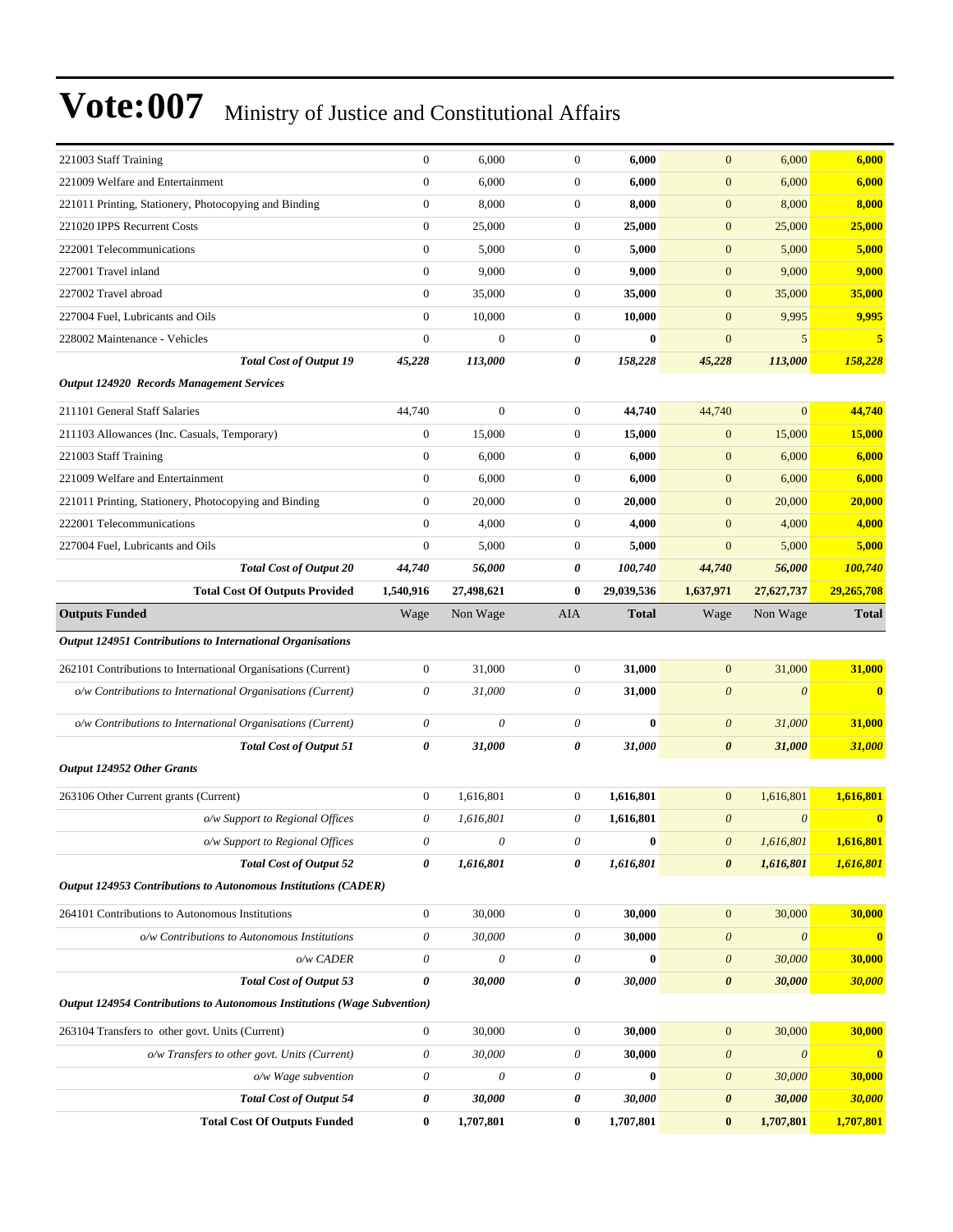# Vote:007 Ministry of Justice and Constitutional Affairs

| | | | | | | | |
|---|---|---|---|---|---|---|---|
| 221003 Staff Training | 0 | 6,000 | 0 | **6,000** | 0 | 6,000 | **6,000** |
| 221009 Welfare and Entertainment | 0 | 6,000 | 0 | **6,000** | 0 | 6,000 | **6,000** |
| 221011 Printing, Stationery, Photocopying and Binding | 0 | 8,000 | 0 | **8,000** | 0 | 8,000 | **8,000** |
| 221020 IPPS Recurrent Costs | 0 | 25,000 | 0 | **25,000** | 0 | 25,000 | **25,000** |
| 222001 Telecommunications | 0 | 5,000 | 0 | **5,000** | 0 | 5,000 | **5,000** |
| 227001 Travel inland | 0 | 9,000 | 0 | **9,000** | 0 | 9,000 | **9,000** |
| 227002 Travel abroad | 0 | 35,000 | 0 | **35,000** | 0 | 35,000 | **35,000** |
| 227004 Fuel, Lubricants and Oils | 0 | 10,000 | 0 | **10,000** | 0 | 9,995 | **9,995** |
| 228002 Maintenance - Vehicles | 0 | 0 | 0 | **0** | 0 | 5 | **5** |
| ***Total Cost of Output 19*** | ***45,228*** | ***113,000*** | ***0*** | ***158,228*** | ***45,228*** | ***113,000*** | ***158,228*** |
| ***Output 124920 Records Management Services*** | | | | | | | |
| 211101 General Staff Salaries | 44,740 | 0 | 0 | **44,740** | 44,740 | 0 | **44,740** |
| 211103 Allowances (Inc. Casuals, Temporary) | 0 | 15,000 | 0 | **15,000** | 0 | 15,000 | **15,000** |
| 221003 Staff Training | 0 | 6,000 | 0 | **6,000** | 0 | 6,000 | **6,000** |
| 221009 Welfare and Entertainment | 0 | 6,000 | 0 | **6,000** | 0 | 6,000 | **6,000** |
| 221011 Printing, Stationery, Photocopying and Binding | 0 | 20,000 | 0 | **20,000** | 0 | 20,000 | **20,000** |
| 222001 Telecommunications | 0 | 4,000 | 0 | **4,000** | 0 | 4,000 | **4,000** |
| 227004 Fuel, Lubricants and Oils | 0 | 5,000 | 0 | **5,000** | 0 | 5,000 | **5,000** |
| ***Total Cost of Output 20*** | ***44,740*** | ***56,000*** | ***0*** | ***100,740*** | ***44,740*** | ***56,000*** | ***100,740*** |
| **Total Cost Of Outputs Provided** | **1,540,916** | **27,498,621** | **0** | **29,039,536** | **1,637,971** | **27,627,737** | **29,265,708** |
| **Outputs Funded** | Wage | Non Wage | AIA | **Total** | Wage | Non Wage | **Total** |
| ***Output 124951 Contributions to International Organisations*** | | | | | | | |
| 262101 Contributions to International Organisations (Current) | 0 | 31,000 | 0 | **31,000** | 0 | 31,000 | **31,000** |
| *o/w Contributions to International Organisations (Current)* | *0* | *31,000* | *0* | **31,000** | *0* | *0* | **0** |
| *o/w Contributions to International Organisations (Current)* | *0* | *0* | *0* | **0** | *0* | *31,000* | **31,000** |
| ***Total Cost of Output 51*** | ***0*** | ***31,000*** | ***0*** | ***31,000*** | ***0*** | ***31,000*** | ***31,000*** |
| ***Output 124952 Other Grants*** | | | | | | | |
| 263106 Other Current grants (Current) | 0 | 1,616,801 | 0 | **1,616,801** | 0 | 1,616,801 | **1,616,801** |
| *o/w Support to Regional Offices* | *0* | *1,616,801* | *0* | **1,616,801** | *0* | *0* | **0** |
| *o/w Support to Regional Offices* | *0* | *0* | *0* | **0** | *0* | *1,616,801* | **1,616,801** |
| ***Total Cost of Output 52*** | ***0*** | ***1,616,801*** | ***0*** | ***1,616,801*** | ***0*** | ***1,616,801*** | ***1,616,801*** |
| ***Output 124953 Contributions to Autonomous Institutions (CADER)*** | | | | | | | |
| 264101 Contributions to Autonomous Institutions | 0 | 30,000 | 0 | **30,000** | 0 | 30,000 | **30,000** |
| *o/w Contributions to Autonomous Institutions* | *0* | *30,000* | *0* | **30,000** | *0* | *0* | **0** |
| *o/w CADER* | *0* | *0* | *0* | **0** | *0* | *30,000* | **30,000** |
| ***Total Cost of Output 53*** | ***0*** | ***30,000*** | ***0*** | ***30,000*** | ***0*** | ***30,000*** | ***30,000*** |
| ***Output 124954 Contributions to Autonomous Institutions (Wage Subvention)*** | | | | | | | |
| 263104 Transfers to other govt. Units (Current) | 0 | 30,000 | 0 | **30,000** | 0 | 30,000 | **30,000** |
| *o/w Transfers to other govt. Units (Current)* | *0* | *30,000* | *0* | **30,000** | *0* | *0* | **0** |
| *o/w Wage subvention* | *0* | *0* | *0* | **0** | *0* | *30,000* | **30,000** |
| ***Total Cost of Output 54*** | ***0*** | ***30,000*** | ***0*** | ***30,000*** | ***0*** | ***30,000*** | ***30,000*** |
| **Total Cost Of Outputs Funded** | **0** | **1,707,801** | **0** | **1,707,801** | **0** | **1,707,801** | **1,707,801** |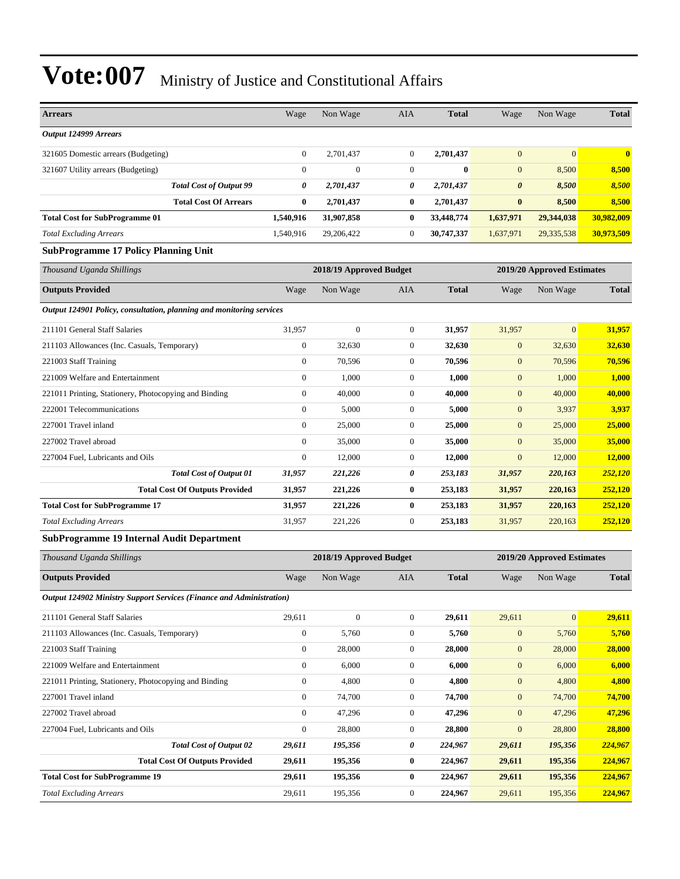# Vote:007 Ministry of Justice and Constitutional Affairs

| Arrears | Wage | Non Wage | AIA | Total | Wage | Non Wage | Total |
|---|---|---|---|---|---|---|---|
| *Output 124999 Arrears* | | | | | | | |
| 321605 Domestic arrears (Budgeting) | 0 | 2,701,437 | 0 | **2,701,437** | 0 | 0 | **0** |
| 321607 Utility arrears (Budgeting) | 0 | 0 | 0 | **0** | 0 | 8,500 | **8,500** |
| ***Total Cost of Output 99*** | ***0*** | ***2,701,437*** | ***0*** | ***2,701,437*** | ***0*** | ***8,500*** | ***8,500*** |
| **Total Cost Of Arrears** | **0** | **2,701,437** | **0** | **2,701,437** | **0** | **8,500** | **8,500** |
| **Total Cost for SubProgramme 01** | **1,540,916** | **31,907,858** | **0** | **33,448,774** | **1,637,971** | **29,344,038** | **30,982,009** |
| *Total Excluding Arrears* | 1,540,916 | 29,206,422 | 0 | **30,747,337** | 1,637,971 | 29,335,538 | **30,973,509** |

### SubProgramme 17 Policy Planning Unit

| *Thousand Uganda Shillings* | 2018/19 Approved Budget | | | | 2019/20 Approved Estimates | | |
|---|---|---|---|---|---|---|---|
| **Outputs Provided** | Wage | Non Wage | AIA | **Total** | Wage | Non Wage | **Total** |
| *Output 124901 Policy, consultation, planning and monitoring services* | | | | | | | |
| 211101 General Staff Salaries | 31,957 | 0 | 0 | **31,957** | 31,957 | 0 | **31,957** |
| 211103 Allowances (Inc. Casuals, Temporary) | 0 | 32,630 | 0 | **32,630** | 0 | 32,630 | **32,630** |
| 221003 Staff Training | 0 | 70,596 | 0 | **70,596** | 0 | 70,596 | **70,596** |
| 221009 Welfare and Entertainment | 0 | 1,000 | 0 | **1,000** | 0 | 1,000 | **1,000** |
| 221011 Printing, Stationery, Photocopying and Binding | 0 | 40,000 | 0 | **40,000** | 0 | 40,000 | **40,000** |
| 222001 Telecommunications | 0 | 5,000 | 0 | **5,000** | 0 | 3,937 | **3,937** |
| 227001 Travel inland | 0 | 25,000 | 0 | **25,000** | 0 | 25,000 | **25,000** |
| 227002 Travel abroad | 0 | 35,000 | 0 | **35,000** | 0 | 35,000 | **35,000** |
| 227004 Fuel, Lubricants and Oils | 0 | 12,000 | 0 | **12,000** | 0 | 12,000 | **12,000** |
| ***Total Cost of Output 01*** | ***31,957*** | ***221,226*** | ***0*** | ***253,183*** | ***31,957*** | ***220,163*** | ***252,120*** |
| **Total Cost Of Outputs Provided** | **31,957** | **221,226** | **0** | **253,183** | **31,957** | **220,163** | **252,120** |
| **Total Cost for SubProgramme 17** | **31,957** | **221,226** | **0** | **253,183** | **31,957** | **220,163** | **252,120** |
| *Total Excluding Arrears* | 31,957 | 221,226 | 0 | **253,183** | 31,957 | 220,163 | **252,120** |

### SubProgramme 19 Internal Audit Department

| *Thousand Uganda Shillings* | 2018/19 Approved Budget | | | | 2019/20 Approved Estimates | | |
|---|---|---|---|---|---|---|---|
| **Outputs Provided** | Wage | Non Wage | AIA | **Total** | Wage | Non Wage | **Total** |
| *Output 124902 Ministry Support Services (Finance and Administration)* | | | | | | | |
| 211101 General Staff Salaries | 29,611 | 0 | 0 | **29,611** | 29,611 | 0 | **29,611** |
| 211103 Allowances (Inc. Casuals, Temporary) | 0 | 5,760 | 0 | **5,760** | 0 | 5,760 | **5,760** |
| 221003 Staff Training | 0 | 28,000 | 0 | **28,000** | 0 | 28,000 | **28,000** |
| 221009 Welfare and Entertainment | 0 | 6,000 | 0 | **6,000** | 0 | 6,000 | **6,000** |
| 221011 Printing, Stationery, Photocopying and Binding | 0 | 4,800 | 0 | **4,800** | 0 | 4,800 | **4,800** |
| 227001 Travel inland | 0 | 74,700 | 0 | **74,700** | 0 | 74,700 | **74,700** |
| 227002 Travel abroad | 0 | 47,296 | 0 | **47,296** | 0 | 47,296 | **47,296** |
| 227004 Fuel, Lubricants and Oils | 0 | 28,800 | 0 | **28,800** | 0 | 28,800 | **28,800** |
| ***Total Cost of Output 02*** | ***29,611*** | ***195,356*** | ***0*** | ***224,967*** | ***29,611*** | ***195,356*** | ***224,967*** |
| **Total Cost Of Outputs Provided** | **29,611** | **195,356** | **0** | **224,967** | **29,611** | **195,356** | **224,967** |
| **Total Cost for SubProgramme 19** | **29,611** | **195,356** | **0** | **224,967** | **29,611** | **195,356** | **224,967** |
| *Total Excluding Arrears* | 29,611 | 195,356 | 0 | **224,967** | 29,611 | 195,356 | **224,967** |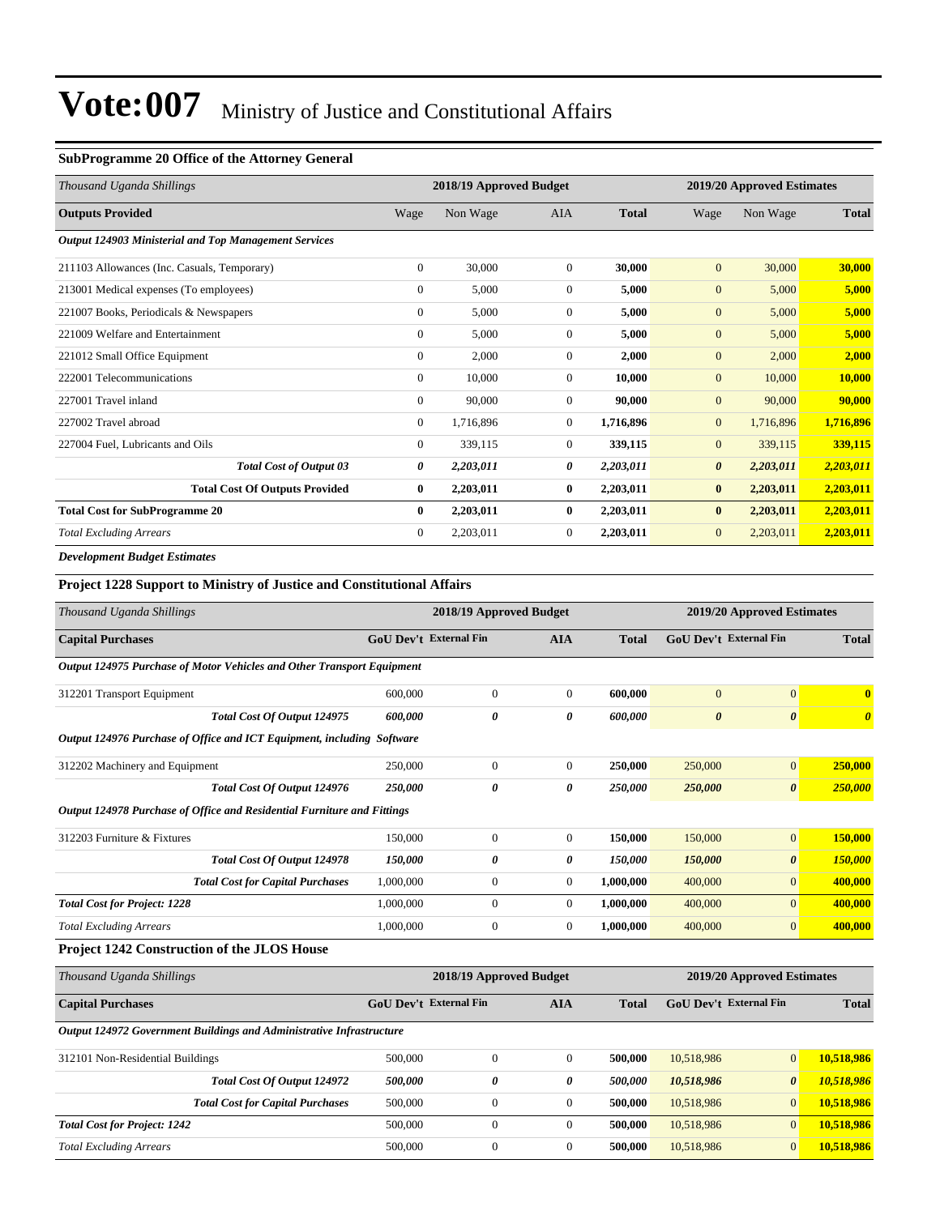# Vote:007 Ministry of Justice and Constitutional Affairs

### SubProgramme 20 Office of the Attorney General

| Thousand Uganda Shillings | 2018/19 Approved Budget | | | | 2019/20 Approved Estimates | | |
|---|---|---|---|---|---|---|---|
| **Outputs Provided** | Wage | Non Wage | AIA | **Total** | Wage | Non Wage | **Total** |
| ***Output 124903 Ministerial and Top Management Services*** | | | | | | | |
| 211103 Allowances (Inc. Casuals, Temporary) | 0 | 30,000 | 0 | **30,000** | 0 | 30,000 | **30,000** |
| 213001 Medical expenses (To employees) | 0 | 5,000 | 0 | **5,000** | 0 | 5,000 | **5,000** |
| 221007 Books, Periodicals & Newspapers | 0 | 5,000 | 0 | **5,000** | 0 | 5,000 | **5,000** |
| 221009 Welfare and Entertainment | 0 | 5,000 | 0 | **5,000** | 0 | 5,000 | **5,000** |
| 221012 Small Office Equipment | 0 | 2,000 | 0 | **2,000** | 0 | 2,000 | **2,000** |
| 222001 Telecommunications | 0 | 10,000 | 0 | **10,000** | 0 | 10,000 | **10,000** |
| 227001 Travel inland | 0 | 90,000 | 0 | **90,000** | 0 | 90,000 | **90,000** |
| 227002 Travel abroad | 0 | 1,716,896 | 0 | **1,716,896** | 0 | 1,716,896 | **1,716,896** |
| 227004 Fuel, Lubricants and Oils | 0 | 339,115 | 0 | **339,115** | 0 | 339,115 | **339,115** |
| ***Total Cost of Output 03*** | ***0*** | ***2,203,011*** | ***0*** | ***2,203,011*** | ***0*** | ***2,203,011*** | ***2,203,011*** |
| **Total Cost Of Outputs Provided** | **0** | **2,203,011** | **0** | **2,203,011** | **0** | **2,203,011** | **2,203,011** |
| **Total Cost for SubProgramme 20** | **0** | **2,203,011** | **0** | **2,203,011** | **0** | **2,203,011** | **2,203,011** |
| *Total Excluding Arrears* | 0 | 2,203,011 | 0 | **2,203,011** | 0 | 2,203,011 | **2,203,011** |

***Development Budget Estimates***

### Project 1228 Support to Ministry of Justice and Constitutional Affairs

| Thousand Uganda Shillings | 2018/19 Approved Budget | | | | 2019/20 Approved Estimates | | |
|---|---|---|---|---|---|---|---|
| **Capital Purchases** | **GoU Dev't** | **External Fin** | **AIA** | **Total** | **GoU Dev't** | **External Fin** | **Total** |
| ***Output 124975 Purchase of Motor Vehicles and Other Transport Equipment*** | | | | | | | |
| 312201 Transport Equipment | 600,000 | 0 | 0 | **600,000** | 0 | 0 | **0** |
| ***Total Cost Of Output 124975*** | ***600,000*** | ***0*** | ***0*** | ***600,000*** | ***0*** | ***0*** | ***0*** |
| ***Output 124976 Purchase of Office and ICT Equipment, including Software*** | | | | | | | |
| 312202 Machinery and Equipment | 250,000 | 0 | 0 | **250,000** | 250,000 | 0 | **250,000** |
| ***Total Cost Of Output 124976*** | ***250,000*** | ***0*** | ***0*** | ***250,000*** | ***250,000*** | ***0*** | ***250,000*** |
| ***Output 124978 Purchase of Office and Residential Furniture and Fittings*** | | | | | | | |
| 312203 Furniture & Fixtures | 150,000 | 0 | 0 | **150,000** | 150,000 | 0 | **150,000** |
| ***Total Cost Of Output 124978*** | ***150,000*** | ***0*** | ***0*** | ***150,000*** | ***150,000*** | ***0*** | ***150,000*** |
| ***Total Cost for Capital Purchases*** | 1,000,000 | 0 | 0 | **1,000,000** | 400,000 | 0 | **400,000** |
| ***Total Cost for Project: 1228*** | 1,000,000 | 0 | 0 | **1,000,000** | 400,000 | 0 | **400,000** |
| *Total Excluding Arrears* | 1,000,000 | 0 | 0 | **1,000,000** | 400,000 | 0 | **400,000** |

### Project 1242 Construction of the JLOS House

| Thousand Uganda Shillings | 2018/19 Approved Budget | | | | 2019/20 Approved Estimates | | |
|---|---|---|---|---|---|---|---|
| **Capital Purchases** | **GoU Dev't** | **External Fin** | **AIA** | **Total** | **GoU Dev't** | **External Fin** | **Total** |
| ***Output 124972 Government Buildings and Administrative Infrastructure*** | | | | | | | |
| 312101 Non-Residential Buildings | 500,000 | 0 | 0 | **500,000** | 10,518,986 | 0 | **10,518,986** |
| ***Total Cost Of Output 124972*** | ***500,000*** | ***0*** | ***0*** | ***500,000*** | ***10,518,986*** | ***0*** | ***10,518,986*** |
| ***Total Cost for Capital Purchases*** | 500,000 | 0 | 0 | **500,000** | 10,518,986 | 0 | **10,518,986** |
| ***Total Cost for Project: 1242*** | 500,000 | 0 | 0 | **500,000** | 10,518,986 | 0 | **10,518,986** |
| *Total Excluding Arrears* | 500,000 | 0 | 0 | **500,000** | 10,518,986 | 0 | **10,518,986** |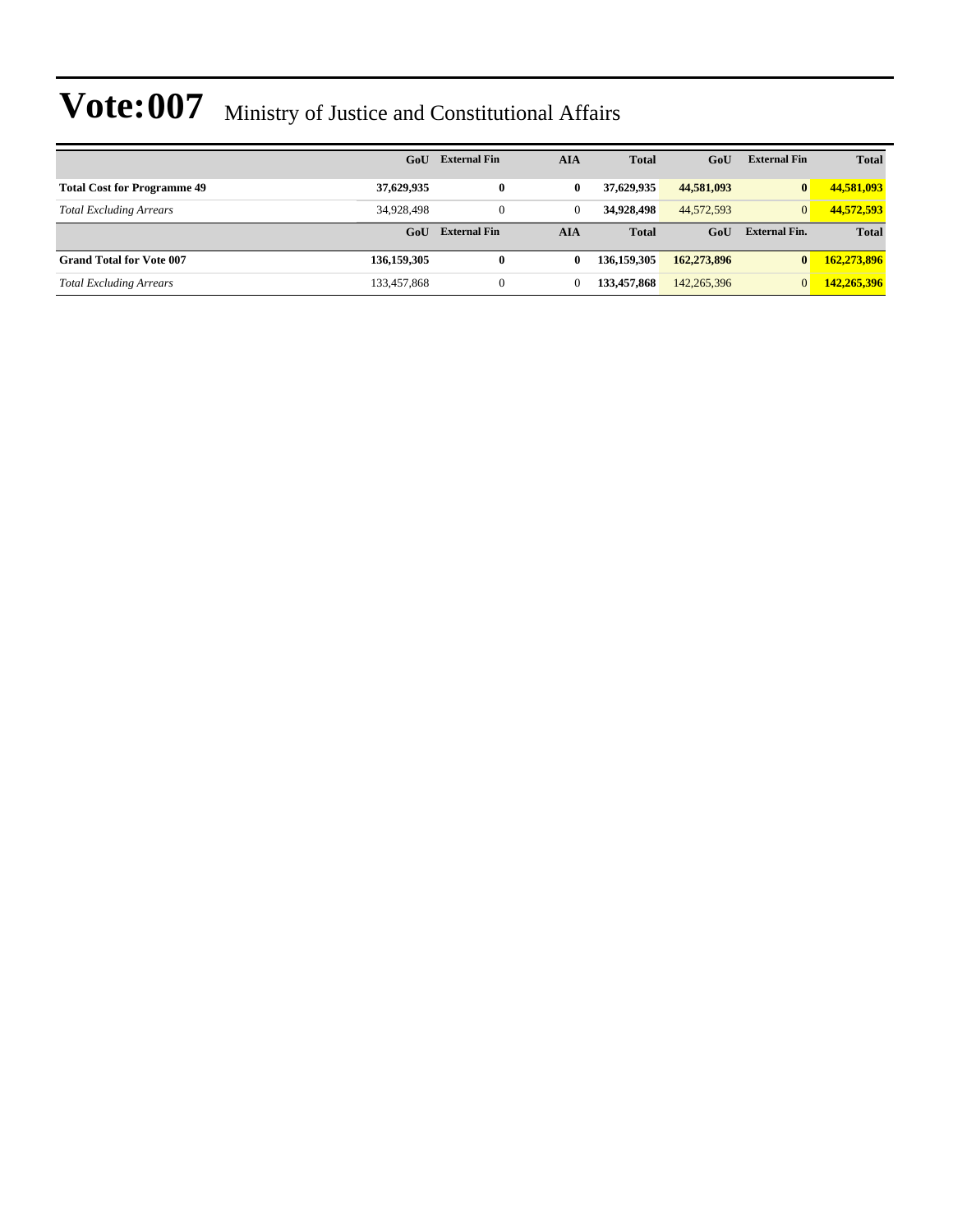# Vote:007 Ministry of Justice and Constitutional Affairs

| | GoU | External Fin | AIA | Total | GoU | External Fin | Total |
|---|---|---|---|---|---|---|---|
| **Total Cost for Programme 49** | **37,629,935** | **0** | **0** | **37,629,935** | **44,581,093** | **0** | **44,581,093** |
| *Total Excluding Arrears* | 34,928,498 | 0 | 0 | **34,928,498** | 44,572,593 | 0 | **44,572,593** |
| | **GoU** | **External Fin** | **AIA** | **Total** | **GoU** | **External Fin.** | **Total** |
| **Grand Total for Vote 007** | **136,159,305** | **0** | **0** | **136,159,305** | **162,273,896** | **0** | **162,273,896** |
| *Total Excluding Arrears* | 133,457,868 | 0 | 0 | **133,457,868** | 142,265,396 | 0 | **142,265,396** |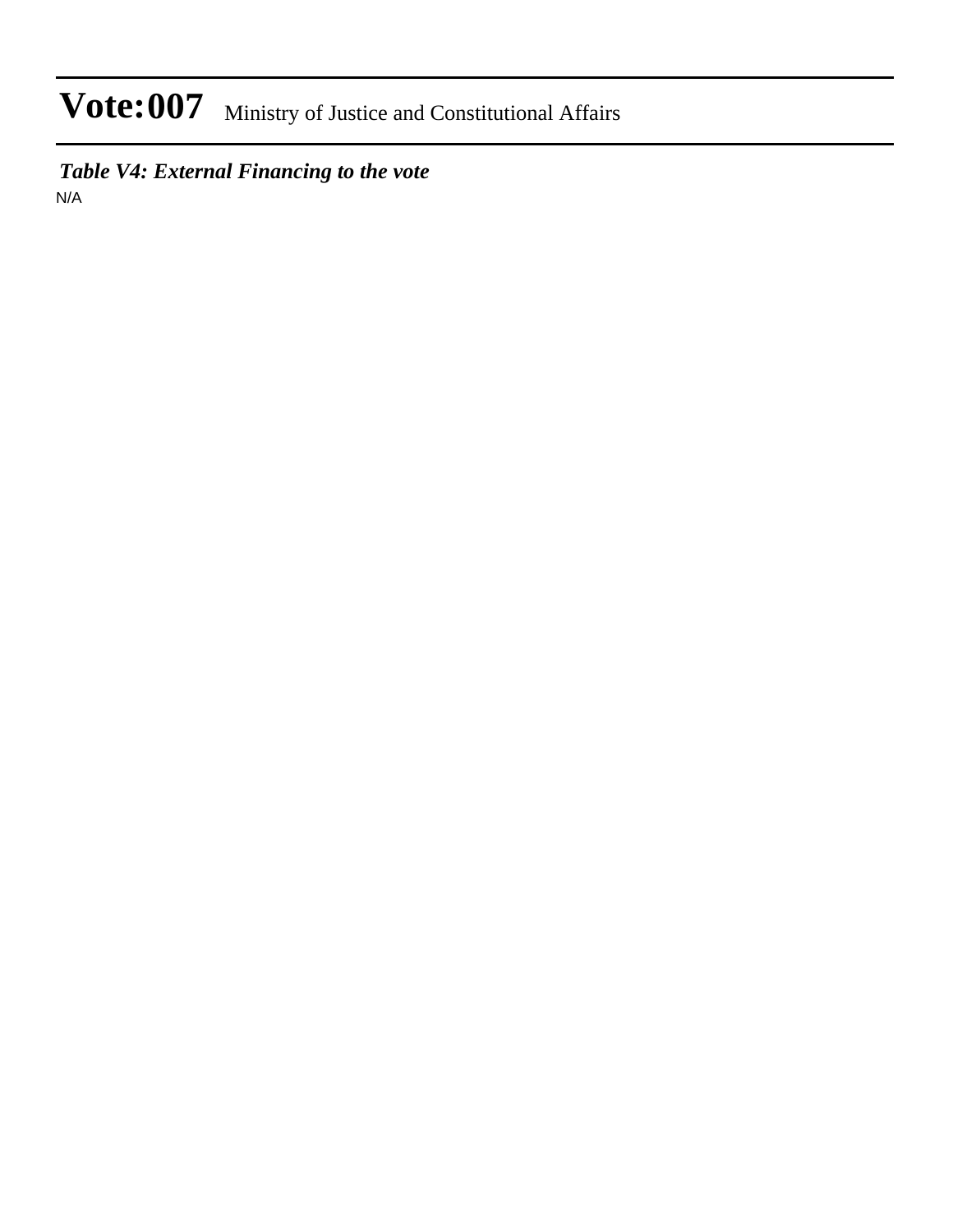# Vote:007 Ministry of Justice and Constitutional Affairs

***Table V4: External Financing to the vote***

N/A